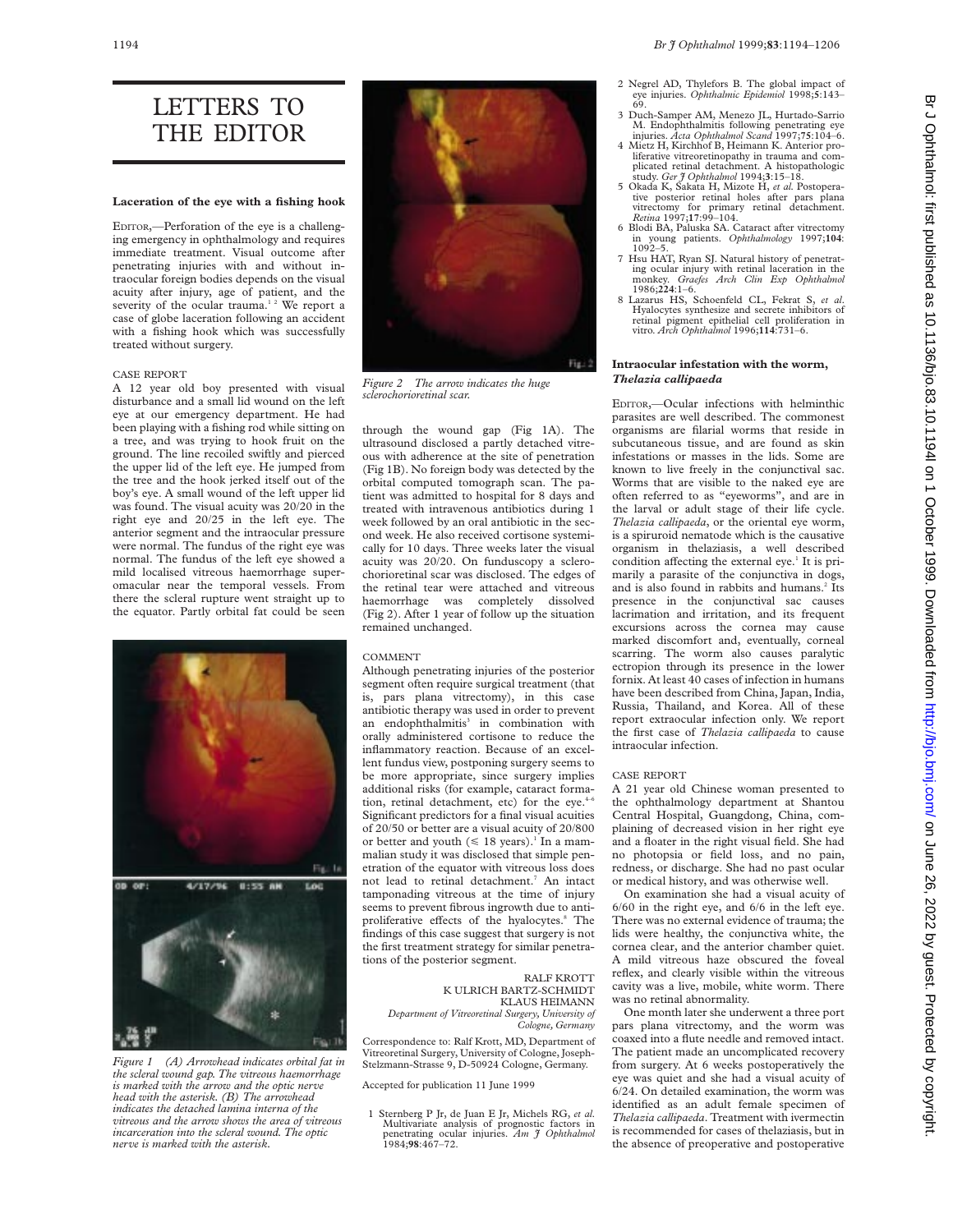# LETTERS TO THE EDITOR

## Laceration of the eye with a fishing hook

EDITOR,—Perforation of the eye is a challenging emergency in ophthalmology and requires immediate treatment. Visual outcome after penetrating injuries with and without intraocular foreign bodies depends on the visual acuity after injury, age of patient, and the severity of the ocular trauma.[1 2] We report a case of globe laceration following an accident with a fishing hook which was successfully treated without surgery.

### CASE REPORT

A 12 year old boy presented with visual disturbance and a small lid wound on the left eye at our emergency department. He had been playing with a fishing rod while sitting on a tree, and was trying to hook fruit on the ground. The line recoiled swiftly and pierced the upper lid of the left eye. He jumped from the tree and the hook jerked itself out of the boy's eye. A small wound of the left upper lid was found. The visual acuity was 20/20 in the right eye and 20/25 in the left eye. The anterior segment and the intraocular pressure were normal. The fundus of the right eye was normal. The fundus of the left eye showed a mild localised vitreous haemorrhage superomacular near the temporal vessels. From there the scleral rupture went straight up to the equator. Partly orbital fat could be seen through the wound gap (Fig 1A). The ultrasound disclosed a partly detached vitreous with adherence at the site of penetration (Fig 1B). No foreign body was detected by the orbital computed tomograph scan. The patient was admitted to hospital for 8 days and treated with intravenous antibiotics during 1 week followed by an oral antibiotic in the second week. He also received cortisone systemically for 10 days. Three weeks later the visual acuity was 20/20. On funduscopy a sclerochorioretinal scar was disclosed. The edges of the retinal tear were attached and vitreous haemorrhage was completely dissolved (Fig 2). After 1 year of follow up the situation remained unchanged.

Figure 1 (A) Arrowhead indicates orbital fat in the scleral wound gap. The vitreous haemorrhage is marked with the arrow and the optic nerve head with the asterisk. (B) The arrowhead indicates the detached lamina interna of the vitreous and the arrow shows the area of vitreous incarceration into the scleral wound. The optic nerve is marked with the asterisk.

Figure 2 The arrow indicates the huge sclerochorioretinal scar.

### COMMENT

Although penetrating injuries of the posterior segment often require surgical treatment (that is, pars plana vitrectomy), in this case antibiotic therapy was used in order to prevent an endophthalmitis[3] in combination with orally administered cortisone to reduce the inflammatory reaction. Because of an excellent fundus view, postponing surgery seems to be more appropriate, since surgery implies additional risks (for example, cataract formation, retinal detachment, etc) for the eye.[4-6] Significant predictors for a final visual acuities of 20/50 or better are a visual acuity of 20/800 or better and youth (≤ 18 years).[1] In a mammalian study it was disclosed that simple penetration of the equator with vitreous loss does not lead to retinal detachment.[7] An intact tamponading vitreous at the time of injury seems to prevent fibrous ingrowth due to antiproliferative effects of the hyalocytes.[8] The findings of this case suggest that surgery is not the first treatment strategy for similar penetrations of the posterior segment.

RALF KROTT
K ULRICH BARTZ-SCHMIDT
KLAUS HEIMANN
*Department of Vitreoretinal Surgery, University of Cologne, Germany*

Correspondence to: Ralf Krott, MD, Department of Vitreoretinal Surgery, University of Cologne, Joseph-Stelzmann-Strasse 9, D-50924 Cologne, Germany.

Accepted for publication 11 June 1999

1 Sternberg P Jr, de Juan E Jr, Michels RG, *et al.* Multivariate analysis of prognostic factors in penetrating ocular injuries. *Am J Ophthalmol* 1984;**98**:467–72.
2 Negrel AD, Thylefors B. The global impact of eye injuries. *Ophthalmic Epidemiol* 1998;**5**:143–69.
3 Duch-Samper AM, Menezo JL, Hurtado-Sarrio M. Endophthalmitis following penetrating eye injuries. *Acta Ophthalmol Scand* 1997;**75**:104–6.
4 Mietz H, Kirchhof B, Heimann K. Anterior proliferative vitreoretinopathy in trauma and complicated retinal detachment. A histopathologic study. *Ger J Ophthalmol* 1994;**3**:15–18.
5 Okada K, Sakata H, Mizote H, *et al.* Postoperative posterior retinal holes after pars plana vitrectomy for primary retinal detachment. *Retina* 1997;**17**:99–104.
6 Blodi BA, Paluska SA. Cataract after vitrectomy in young patients. *Ophthalmology* 1997;**104**:1092–5.
7 Hsu HAT, Ryan SJ. Natural history of penetrating ocular injury with retinal laceration in the monkey. *Graefes Arch Clin Exp Ophthalmol* 1986;**224**:1–6.
8 Lazarus HS, Schoenfeld CL, Fekrat S, *et al.* Hyalocytes synthesize and secrete inhibitors of retinal pigment epithelial cell proliferation in vitro. *Arch Ophthalmol* 1996;**114**:731–6.

## Intraocular infestation with the worm, *Thelazia callipaeda*

EDITOR,—Ocular infections with helminthic parasites are well described. The commonest organisms are filarial worms that reside in subcutaneous tissue, and are found as skin infestations or masses in the lids. Some are known to live freely in the conjunctival sac. Worms that are visible to the naked eye are often referred to as "eyeworms", and are in the larval or adult stage of their life cycle. *Thelazia callipaeda*, or the oriental eye worm, is a spiruroid nematode which is the causative organism in thelaziasis, a well described condition affecting the external eye.[1] It is primarily a parasite of the conjunctiva in dogs, and is also found in rabbits and humans.[2] Its presence in the conjunctival sac causes lacrimation and irritation, and its frequent excursions across the cornea may cause marked discomfort and, eventually, corneal scarring. The worm also causes paralytic ectropion through its presence in the lower fornix. At least 40 cases of infection in humans have been described from China, Japan, India, Russia, Thailand, and Korea. All of these report extraocular infection only. We report the first case of *Thelazia callipaeda* to cause intraocular infection.

### CASE REPORT

A 21 year old Chinese woman presented to the ophthalmology department at Shantou Central Hospital, Guangdong, China, complaining of decreased vision in her right eye and a floater in the right visual field. She had no photopsia or field loss, and no pain, redness, or discharge. She had no past ocular or medical history, and was otherwise well.

On examination she had a visual acuity of 6/60 in the right eye, and 6/6 in the left eye. There was no external evidence of trauma; the lids were healthy, the conjunctiva white, the cornea clear, and the anterior chamber quiet. A mild vitreous haze obscured the foveal reflex, and clearly visible within the vitreous cavity was a live, mobile, white worm. There was no retinal abnormality.

One month later she underwent a three port pars plana vitrectomy, and the worm was coaxed into a flute needle and removed intact. The patient made an uncomplicated recovery from surgery. At 6 weeks postoperatively the eye was quiet and she had a visual acuity of 6/24. On detailed examination, the worm was identified as an adult female specimen of *Thelazia callipaeda*. Treatment with ivermectin is recommended for cases of thelaziasis, but in the absence of preoperative and postoperative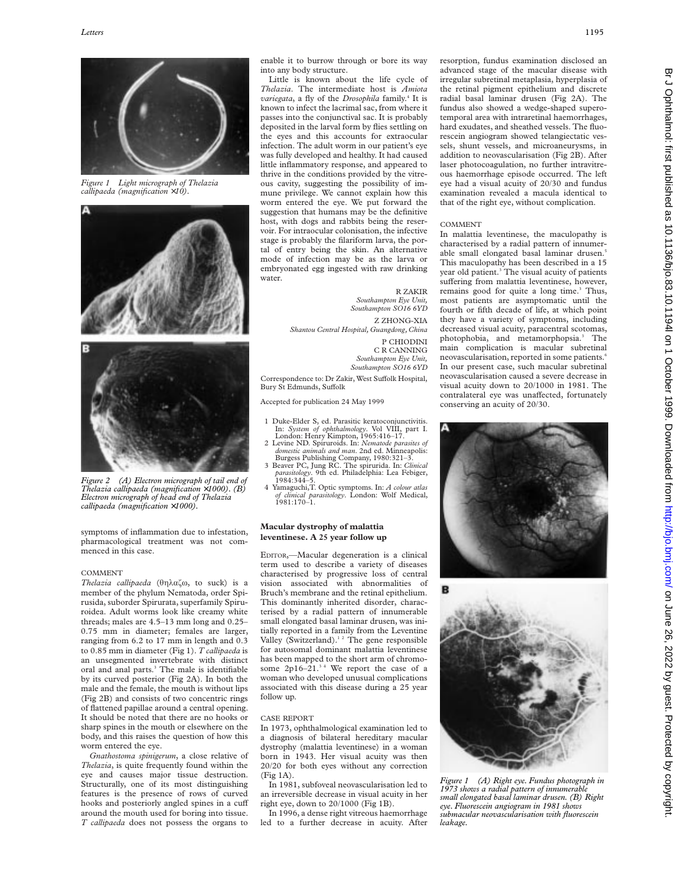*Figure 1 Light micrograph of Thelazia callipaeda (magnification ×10).*

*Figure 2 (A) Electron micrograph of tail end of Thelazia callipaeda (magnification ×1000). (B) Electron micrograph of head end of Thelazia callipaeda (magnification ×1000).*

symptoms of inflammation due to infestation, pharmacological treatment was not commenced in this case.

COMMENT

*Thelazia callipaeda* (θηλαζω, to suck) is a member of the phylum Nematoda, order Spirusida, suborder Spirurata, superfamily Spiruroidea. Adult worms look like creamy white threads; males are 4.5–13 mm long and 0.25–0.75 mm in diameter; females are larger, ranging from 6.2 to 17 mm in length and 0.3 to 0.85 mm in diameter (Fig 1). *T callipaeda* is an unsegmented invertebrate with distinct oral and anal parts.[3] The male is identifiable by its curved posterior (Fig 2A). In both the male and the female, the mouth is without lips (Fig 2B) and consists of two concentric rings of flattened papillae around a central opening. It should be noted that there are no hooks or sharp spines in the mouth or elsewhere on the body, and this raises the question of how this worm entered the eye.

*Gnathostoma spinigerum*, a close relative of *Thelazia*, is quite frequently found within the eye and causes major tissue destruction. Structurally, one of its most distinguishing features is the presence of rows of curved hooks and posteriorly angled spines in a cuff around the mouth used for boring into tissue. *T callipaeda* does not possess the organs to enable it to burrow through or bore its way into any body structure.

Little is known about the life cycle of *Thelazia*. The intermediate host is *Amiota variegata*, a fly of the *Drosophila* family.[4] It is known to infect the lacrimal sac, from where it passes into the conjunctival sac. It is probably deposited in the larval form by flies settling on the eyes and this accounts for extraocular infection. The adult worm in our patient's eye was fully developed and healthy. It had caused little inflammatory response, and appeared to thrive in the conditions provided by the vitreous cavity, suggesting the possibility of immune privilege. We cannot explain how this worm entered the eye. We put forward the suggestion that humans may be the definitive host, with dogs and rabbits being the reservoir. For intraocular colonisation, the infective stage is probably the filariform larva, the portal of entry being the skin. An alternative mode of infection may be as the larva or embryonated egg ingested with raw drinking water.

R ZAKIR
*Southampton Eye Unit, Southampton SO16 6YD*

Z ZHONG-XIA
*Shantou Central Hospital, Guangdong, China*

P CHIODINI
C R CANNING
*Southampton Eye Unit, Southampton SO16 6YD*

Correspondence to: Dr Zakir, West Suffolk Hospital, Bury St Edmunds, Suffolk

Accepted for publication 24 May 1999

1 Duke-Elder S, ed. Parasitic keratoconjunctivitis. In: *System of ophthalmology*. Vol VIII, part I. London: Henry Kimpton, 1965:416–17.
2 Levine ND. Spiruroids. In: *Nematode parasites of domestic animals and man*. 2nd ed. Minneapolis: Burgess Publishing Company, 1980:321–3.
3 Beaver PC, Jung RC. The spirurida. In: *Clinical parasitology*. 9th ed. Philadelphia: Lea Febiger, 1984:344–5.
4 Yamaguchi,T. Optic symptoms. In: *A colour atlas of clinical parasitology*. London: Wolf Medical, 1981:170–1.

## Macular dystrophy of malattia leventinese. A 25 year follow up

EDITOR,—Macular degeneration is a clinical term used to describe a variety of diseases characterised by progressive loss of central vision associated with abnormalities of Bruch's membrane and the retinal epithelium. This dominantly inherited disorder, characterised by a radial pattern of innumerable small elongated basal laminar drusen, was initially reported in a family from the Leventine Valley (Switzerland).[1,2] The gene responsible for autosomal dominant malattia leventinese has been mapped to the short arm of chromosome 2p16–21.[3,4] We report the case of a woman who developed unusual complications associated with this disease during a 25 year follow up.

CASE REPORT

In 1973, ophthalmological examination led to a diagnosis of bilateral hereditary macular dystrophy (malattia leventinese) in a woman born in 1943. Her visual acuity was then 20/20 for both eyes without any correction (Fig 1A).

In 1981, subfoveal neovascularisation led to an irreversible decrease in visual acuity in her right eye, down to 20/1000 (Fig 1B).

In 1996, a dense right vitreous haemorrhage led to a further decrease in acuity. After resorption, fundus examination disclosed an advanced stage of the macular disease with irregular subretinal metaplasia, hyperplasia of the retinal pigment epithelium and discrete radial basal laminar drusen (Fig 2A). The fundus also showed a wedge-shaped superotemporal area with intraretinal haemorrhages, hard exudates, and sheathed vessels. The fluorescein angiogram showed telangiectatic vessels, shunt vessels, and microaneurysms, in addition to neovascularisation (Fig 2B). After laser photocoagulation, no further intravitreous haemorrhage episode occurred. The left eye had a visual acuity of 20/30 and fundus examination revealed a macula identical to that of the right eye, without complication.

COMMENT

In malattia leventinese, the maculopathy is characterised by a radial pattern of innumerable small elongated basal laminar drusen.[5] This maculopathy has been described in a 15 year old patient.[3] The visual acuity of patients suffering from malattia leventinese, however, remains good for quite a long time.[3] Thus, most patients are asymptomatic until the fourth or fifth decade of life, at which point they have a variety of symptoms, including decreased visual acuity, paracentral scotomas, photophobia, and metamorphopsia.[3] The main complication is macular subretinal neovascularisation, reported in some patients.[6] In our present case, such macular subretinal neovascularisation caused a severe decrease in visual acuity down to 20/1000 in 1981. The contralateral eye was unaffected, fortunately conserving an acuity of 20/30.

*Figure 1 (A) Right eye. Fundus photograph in 1973 shows a radial pattern of innumerable small elongated basal laminar drusen. (B) Right eye. Fluorescein angiogram in 1981 shows submacular neovascularisation with fluorescein leakage.*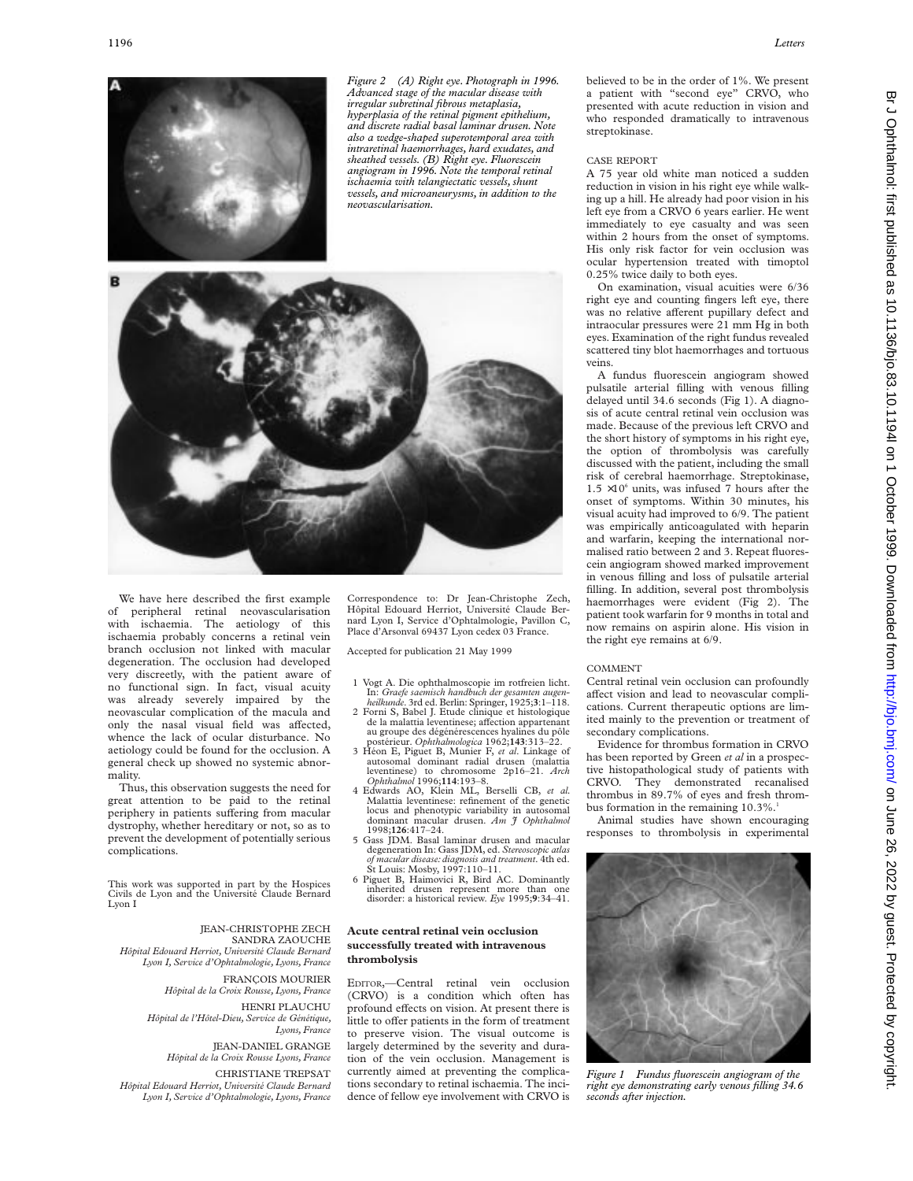*Figure 2 (A) Right eye. Photograph in 1996. Advanced stage of the macular disease with irregular subretinal fibrous metaplasia, hyperplasia of the retinal pigment epithelium, and discrete radial basal laminar drusen. Note also a wedge-shaped superotemporal area with intraretinal haemorrhages, hard exudates, and sheathed vessels. (B) Right eye. Fluorescein angiogram in 1996. Note the temporal retinal ischaemia with telangiectatic vessels, shunt vessels, and microaneurysms, in addition to the neovascularisation.*

We have here described the first example of peripheral retinal neovascularisation with ischaemia. The aetiology of this ischaemia probably concerns a retinal vein branch occlusion not linked with macular degeneration. The occlusion had developed very discreetly, with the patient aware of no functional sign. In fact, visual acuity was already severely impaired by the neovascular complication of the macula and only the nasal visual field was affected, whence the lack of ocular disturbance. No aetiology could be found for the occlusion. A general check up showed no systemic abnormality.

Thus, this observation suggests the need for great attention to be paid to the retinal periphery in patients suffering from macular dystrophy, whether hereditary or not, so as to prevent the development of potentially serious complications.

This work was supported in part by the Hospices Civils de Lyon and the Université Claude Bernard Lyon I

JEAN-CHRISTOPHE ZECH
SANDRA ZAOUCHE
*Hôpital Edouard Herriot, Université Claude Bernard Lyon I, Service d'Ophtalmologie, Lyons, France*

FRANÇOIS MOURIER
*Hôpital de la Croix Rousse, Lyons, France*

HENRI PLAUCHU
*Hôpital de l'Hôtel-Dieu, Service de Génétique, Lyons, France*

JEAN-DANIEL GRANGE
*Hôpital de la Croix Rousse Lyons, France*

CHRISTIANE TREPSAT
*Hôpital Edouard Herriot, Université Claude Bernard Lyon I, Service d'Ophtalmologie, Lyons, France*

Correspondence to: Dr Jean-Christophe Zech, Hôpital Edouard Herriot, Université Claude Bernard Lyon I, Service d'Ophtalmologie, Pavillon C, Place d'Arsonval 69437 Lyon cedex 03 France.

Accepted for publication 21 May 1999

1 Vogt A. Die ophthalmoscopie im rotfreien licht. In: *Graefe saemisch handbuch der gesamten augenheilkunde*. 3rd ed. Berlin: Springer, 1925;**3**:1–118.
2 Forni S, Babel J. Etude clinique et histologique de la malattia leventinese; affection appartenant au groupe des dégénérescences hyalines du pôle postérieur. *Ophthalmologica* 1962;**143**:313–22.
3 Héon E, Piguet B, Munier F, *et al*. Linkage of autosomal dominant radial drusen (malattia leventinese) to chromosome 2p16–21. *Arch Ophthalmol* 1996;**114**:193–8.
4 Edwards AO, Klein ML, Berselli CB, *et al*. Malattia leventinese: refinement of the genetic locus and phenotypic variability in autosomal dominant macular drusen. *Am J Ophthalmol* 1998;**126**:417–24.
5 Gass JDM. Basal laminar drusen and macular degeneration In: Gass JDM, ed. *Stereoscopic atlas of macular disease: diagnosis and treatment*. 4th ed. St Louis: Mosby, 1997:110–11.
6 Piguet B, Haimovici R, Bird AC. Dominantly inherited drusen represent more than one disorder: a historical review. *Eye* 1995;**9**:34–41.

## Acute central retinal vein occlusion successfully treated with intravenous thrombolysis

EDITOR,—Central retinal vein occlusion (CRVO) is a condition which often has profound effects on vision. At present there is little to offer patients in the form of treatment to preserve vision. The visual outcome is largely determined by the severity and duration of the vein occlusion. Management is currently aimed at preventing the complications secondary to retinal ischaemia. The incidence of fellow eye involvement with CRVO is believed to be in the order of 1%. We present a patient with "second eye" CRVO, who presented with acute reduction in vision and who responded dramatically to intravenous streptokinase.

### CASE REPORT

A 75 year old white man noticed a sudden reduction in vision in his right eye while walking up a hill. He already had poor vision in his left eye from a CRVO 6 years earlier. He went immediately to eye casualty and was seen within 2 hours from the onset of symptoms. His only risk factor for vein occlusion was ocular hypertension treated with timoptol 0.25% twice daily to both eyes.

On examination, visual acuities were 6/36 right eye and counting fingers left eye, there was no relative afferent pupillary defect and intraocular pressures were 21 mm Hg in both eyes. Examination of the right fundus revealed scattered tiny blot haemorrhages and tortuous veins.

A fundus fluorescein angiogram showed pulsatile arterial filling with venous filling delayed until 34.6 seconds (Fig 1). A diagnosis of acute central retinal vein occlusion was made. Because of the previous left CRVO and the short history of symptoms in his right eye, the option of thrombolysis was carefully discussed with the patient, including the small risk of cerebral haemorrhage. Streptokinase, $1.5 \times 10^6$ units, was infused 7 hours after the onset of symptoms. Within 30 minutes, his visual acuity had improved to 6/9. The patient was empirically anticoagulated with heparin and warfarin, keeping the international normalised ratio between 2 and 3. Repeat fluorescein angiogram showed marked improvement in venous filling and loss of pulsatile arterial filling. In addition, several post thrombolysis haemorrhages were evident (Fig 2). The patient took warfarin for 9 months in total and now remains on aspirin alone. His vision in the right eye remains at 6/9.

### COMMENT

Central retinal vein occlusion can profoundly affect vision and lead to neovascular complications. Current therapeutic options are limited mainly to the prevention or treatment of secondary complications.

Evidence for thrombus formation in CRVO has been reported by Green *et al* in a prospective histopathological study of patients with CRVO. They demonstrated recanalised thrombus in 89.7% of eyes and fresh thrombus formation in the remaining 10.3%.[1]

Animal studies have shown encouraging responses to thrombolysis in experimental

*Figure 1 Fundus fluorescein angiogram of the right eye demonstrating early venous filling 34.6 seconds after injection.*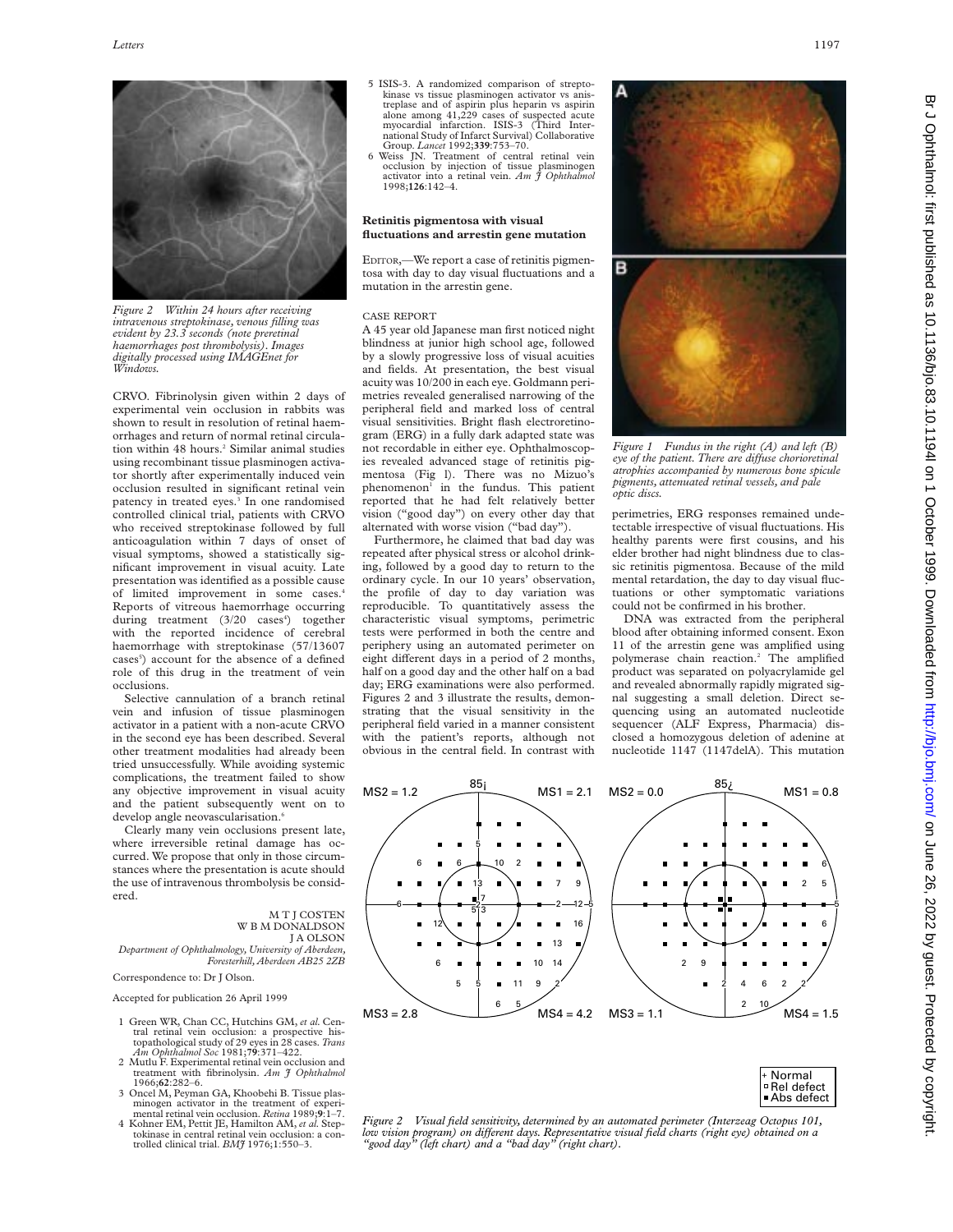*Figure 2 Within 24 hours after receiving intravenous streptokinase, venous filling was evident by 23.3 seconds (note preretinal haemorrhages post thrombolysis). Images digitally processed using IMAGEnet for Windows.*

CRVO. Fibrinolysin given within 2 days of experimental vein occlusion in rabbits was shown to result in resolution of retinal haemorrhages and return of normal retinal circulation within 48 hours.[2] Similar animal studies using recombinant tissue plasminogen activator shortly after experimentally induced vein occlusion resulted in significant retinal vein patency in treated eyes.[3] In one randomised controlled clinical trial, patients with CRVO who received streptokinase followed by full anticoagulation within 7 days of onset of visual symptoms, showed a statistically significant improvement in visual acuity. Late presentation was identified as a possible cause of limited improvement in some cases.[4] Reports of vitreous haemorrhage occurring during treatment (3/20 cases[4]) together with the reported incidence of cerebral haemorrhage with streptokinase (57/13607 cases[5]) account for the absence of a defined role of this drug in the treatment of vein occlusions.

Selective cannulation of a branch retinal vein and infusion of tissue plasminogen activator in a patient with a non-acute CRVO in the second eye has been described. Several other treatment modalities had already been tried unsuccessfully. While avoiding systemic complications, the treatment failed to show any objective improvement in visual acuity and the patient subsequently went on to develop angle neovascularisation.[6]

Clearly many vein occlusions present late, where irreversible retinal damage has occurred. We propose that only in those circumstances where the presentation is acute should the use of intravenous thrombolysis be considered.

M T J COSTEN
W B M DONALDSON
J A OLSON
*Department of Ophthalmology, University of Aberdeen, Foresterhill, Aberdeen AB25 2ZB*

Correspondence to: Dr J Olson.

Accepted for publication 26 April 1999

1 Green WR, Chan CC, Hutchins GM, *et al.* Central retinal vein occlusion: a prospective histopathological study of 29 eyes in 28 cases. *Trans Am Ophthalmol Soc* 1981;**79**:371–422.
2 Mutlu F. Experimental retinal vein occlusion and treatment with fibrinolysin. *Am J Ophthalmol* 1966;**62**:282–6.
3 Oncel M, Peyman GA, Khoobehi B. Tissue plasminogen activator in the treatment of experimental retinal vein occlusion. *Retina* 1989;**9**:1–7.
4 Kohner EM, Pettit JE, Hamilton AM, *et al.* Streptokinase in central retinal vein occlusion: a controlled clinical trial. *BMJ* 1976;1:550–3.
5 ISIS-3. A randomized comparison of streptokinase vs tissue plasminogen activator vs anistreplase and of aspirin plus heparin vs aspirin alone among 41,229 cases of suspected acute myocardial infarction. ISIS-3 (Third International Study of Infarct Survival) Collaborative Group. *Lancet* 1992;**339**:753–70.
6 Weiss JN. Treatment of central retinal vein occlusion by injection of tissue plasminogen activator into a retinal vein. *Am J Ophthalmol* 1998;**126**:142–4.

## Retinitis pigmentosa with visual fluctuations and arrestin gene mutation

EDITOR,—We report a case of retinitis pigmentosa with day to day visual fluctuations and a mutation in the arrestin gene.

### CASE REPORT

A 45 year old Japanese man first noticed night blindness at junior high school age, followed by a slowly progressive loss of visual acuities and fields. At presentation, the best visual acuity was 10/200 in each eye. Goldmann perimetries revealed generalised narrowing of the peripheral field and marked loss of central visual sensitivities. Bright flash electroretinogram (ERG) in a fully dark adapted state was not recordable in either eye. Ophthalmoscopies revealed advanced stage of retinitis pigmentosa (Fig 1). There was no Mizuo's phenomenon[1] in the fundus. This patient reported that he had felt relatively better vision ("good day") on every other day that alternated with worse vision ("bad day").

Furthermore, he claimed that bad day was repeated after physical stress or alcohol drinking, followed by a good day to return to the ordinary cycle. In our 10 years' observation, the profile of day to day variation was reproducible. To quantitatively assess the characteristic visual symptoms, perimetric tests were performed in both the centre and periphery using an automated perimeter on eight different days in a period of 2 months, half on a good day and the other half on a bad day; ERG examinations were also performed. Figures 2 and 3 illustrate the results, demonstrating that the visual sensitivity in the peripheral field varied in a manner consistent with the patient's reports, although not obvious in the central field. In contrast with perimetries, ERG responses remained undetectable irrespective of visual fluctuations. His healthy parents were first cousins, and his elder brother had night blindness due to classic retinitis pigmentosa. Because of the mild mental retardation, the day to day visual fluctuations or other symptomatic variations could not be confirmed in his brother.

*Figure 1 Fundus in the right (A) and left (B) eye of the patient. There are diffuse chorioretinal atrophies accompanied by numerous bone spicule pigments, attenuated retinal vessels, and pale optic discs.*

DNA was extracted from the peripheral blood after obtaining informed consent. Exon 11 of the arrestin gene was amplified using polymerase chain reaction.[2] The amplified product was separated on polyacrylamide gel and revealed abnormally rapidly migrated signal suggesting a small deletion. Direct sequencing using an automated nucleotide sequencer (ALF Express, Pharmacia) disclosed a homozygous deletion of adenine at nucleotide 1147 (1147delA). This mutation

*Figure 2 Visual field sensitivity, determined by an automated perimeter (Interzeag Octopus 101, low vision program) on different days. Representative visual field charts (right eye) obtained on a "good day" (left chart) and a "bad day" (right chart).*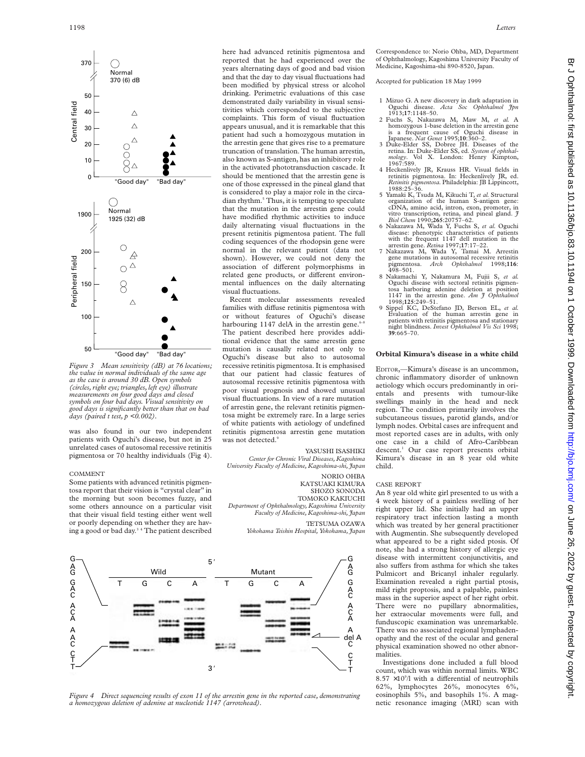Figure 3 Mean sensitivity (dB) at 76 locations; the value in normal individuals of the same age as the case is around 30 dB. Open symbols (circles, right eye; triangles, left eye) illustrate measurements on four good days and closed symbols on four bad days. Visual sensitivity on good days is significantly better than that on bad days (paired t test, $p < 0.002$).

was also found in our two independent patients with Oguchi's disease, but not in 25 unrelated cases of autosomal recessive retinitis pigmentosa or 70 healthy individuals (Fig 4).

COMMENT

Some patients with advanced retinitis pigmentosa report that their vision is "crystal clear" in the morning but soon becomes fuzzy, and some others announce on a particular visit that their visual field testing either went well or poorly depending on whether they are having a good or bad day.[3 4] The patient described here had advanced retinitis pigmentosa and reported that he had experienced over the years alternating days of good and bad vision and that the day to day visual fluctuations had been modified by physical stress or alcohol drinking. Perimetric evaluations of this case demonstrated daily variability in visual sensitivities which corresponded to the subjective complaints. This form of visual fluctuation appears unusual, and it is remarkable that this patient had such a homozygous mutation in the arrestin gene that gives rise to a premature truncation of translation. The human arrestin, also known as S-antigen, has an inhibitory role in the activated phototransduction cascade. It should be mentioned that the arrestin gene is one of those expressed in the pineal gland that is considered to play a major role in the circadian rhythm.[5] Thus, it is tempting to speculate that the mutation in the arrestin gene could have modified rhythmic activities to induce daily alternating visual fluctuations in the present retinitis pigmentosa patient. The full coding sequences of the rhodopsin gene were normal in the relevant patient (data not shown). However, we could not deny the association of different polymorphisms in related gene products, or different environmental influences on the daily alternating visual fluctuations.

Recent molecular assessments revealed families with diffuse retinitis pigmentosa with or without features of Oguchi's disease harbouring 1147 delA in the arrestin gene.[6-8] The patient described here provides additional evidence that the same arrestin gene mutation is causally related not only to Oguchi's disease but also to autosomal recessive retinitis pigmentosa. It is emphasised that our patient had classic features of autosomal recessive retinitis pigmentosa with poor visual prognosis and showed unusual visual fluctuations. In view of a rare mutation of arrestin gene, the relevant retinitis pigmentosa might be extremely rare. In a large series of white patients with aetiology of undefined retinitis pigmentosa arrestin gene mutation was not detected.[9]

YASUSHI ISASHIKI
*Center for Chronic Viral Diseases, Kagoshima University Faculty of Medicine, Kagoshima-shi, Japan*

NORIO OHBA
KATSUAKI KIMURA
SHOZO SONODA
TOMOKO KAKIUCHI
*Department of Ophthalmology, Kagoshima University Faculty of Medicine, Kagoshima-shi, Japan*

TETSUMA OZAWA
*Yokohama Teishin Hospital, Yokohama, Japan*

Figure 4 Direct sequencing results of exon 11 of the arrestin gene in the reported case, demonstrating a homozygous deletion of adenine at nucleotide 1147 (arrowhead).

Correspondence to: Norio Ohba, MD, Department of Ophthalmology, Kagoshima University Faculty of Medicine, Kagoshima-shi 890-8520, Japan.

Accepted for publication 18 May 1999

1 Mizuo G. A new discovery in dark adaptation in Oguchi disease. *Acta Soc Ophthalmol Jpn* 1913;**17**:1148–50.
2 Fuchs S, Nakazawa M, Maw M, *et al.* A homozygous 1-base deletion in the arrestin gene is a frequent cause of Oguchi disease in Japanese. *Nat Genet* 1995;**10**:360–2.
3 Duke-Elder SS, Dobree JH. Diseases of the retina. In: Duke-Elder SS, ed. *System of ophthalmology*. Vol X. London: Henry Kimpton, 1967:589.
4 Heckenlively JR, Krauss HR. Visual fields in retinitis pigmentosa. In: Heckenlively JR, ed. *Retinitis pigmentosa*. Philadelphia: JB Lippincott, 1988:25–36.
5 Yamaki K, Tsuda M, Kikuchi T, *et al.* Structural organization of the human S-antigen gene: cDNA, amino acid, intron, exon, promoter, in vitro transcription, retina, and pineal gland. *J Biol Chem* 1990;**265**:20757–62.
6 Nakazawa M, Wada Y, Fuchs S, *et al.* Oguchi disease: phenotypic characteristics of patients with the frequent 1147 dell mutation in the arrestin gene. *Retina* 1997;**17**:17–22.
7 Nakazawa M, Wada Y, Tamai M. Arrestin gene mutations in autosomal recessive retinitis pigmentosa. *Arch Ophthalmol* 1998;**116**:498–501.
8 Nakamachi Y, Nakamura M, Fujii S, *et al.* Oguchi disease with sectoral retinitis pigmentosa harboring adenine deletion at position 1147 in the arrestin gene. *Am J Ophthalmol* 1998;**125**:249–51.
9 Sippel KC, DeStefano JD, Berson EL, *et al.* Evaluation of the human arrestin gene in patients with retinitis pigmentosa and stationary night blindness. *Invest Ophthalmol Vis Sci* 1998;**39**:665–70.

## Orbital Kimura's disease in a white child

EDITOR,—Kimura's disease is an uncommon, chronic inflammatory disorder of unknown aetiology which occurs predominantly in orientals and presents with tumour-like swellings mainly in the head and neck region. The condition primarily involves the subcutaneous tissues, parotid glands, and/or lymph nodes. Orbital cases are infrequent and most reported cases are in adults, with only one case in a child of Afro-Caribbean descent.[1] Our case report presents orbital Kimura's disease in an 8 year old white child.

CASE REPORT

An 8 year old white girl presented to us with a 4 week history of a painless swelling of her right upper lid. She initially had an upper respiratory tract infection lasting a month which was treated by her general practitioner with Augmentin. She subsequently developed what appeared to be a right sided ptosis. Of note, she had a strong history of allergic eye disease with intermittent conjunctivitis, and also suffers from asthma for which she takes Pulmicort and Bricanyl inhaler regularly. Examination revealed a right partial ptosis, mild right proptosis, and a palpable, painless mass in the superior aspect of her right orbit. There were no pupillary abnormalities, her extraocular movements were full, and funduscopic examination was unremarkable. There was no associated regional lymphadenopathy and the rest of the ocular and general physical examination showed no other abnormalities.

Investigations done included a full blood count, which was within normal limits. WBC $8.57 \times 10^9$/l with a differential of neutrophils 62%, lymphocytes 26%, monocytes 6%, eosinophils 5%, and basophils 1%. A magnetic resonance imaging (MRI) scan with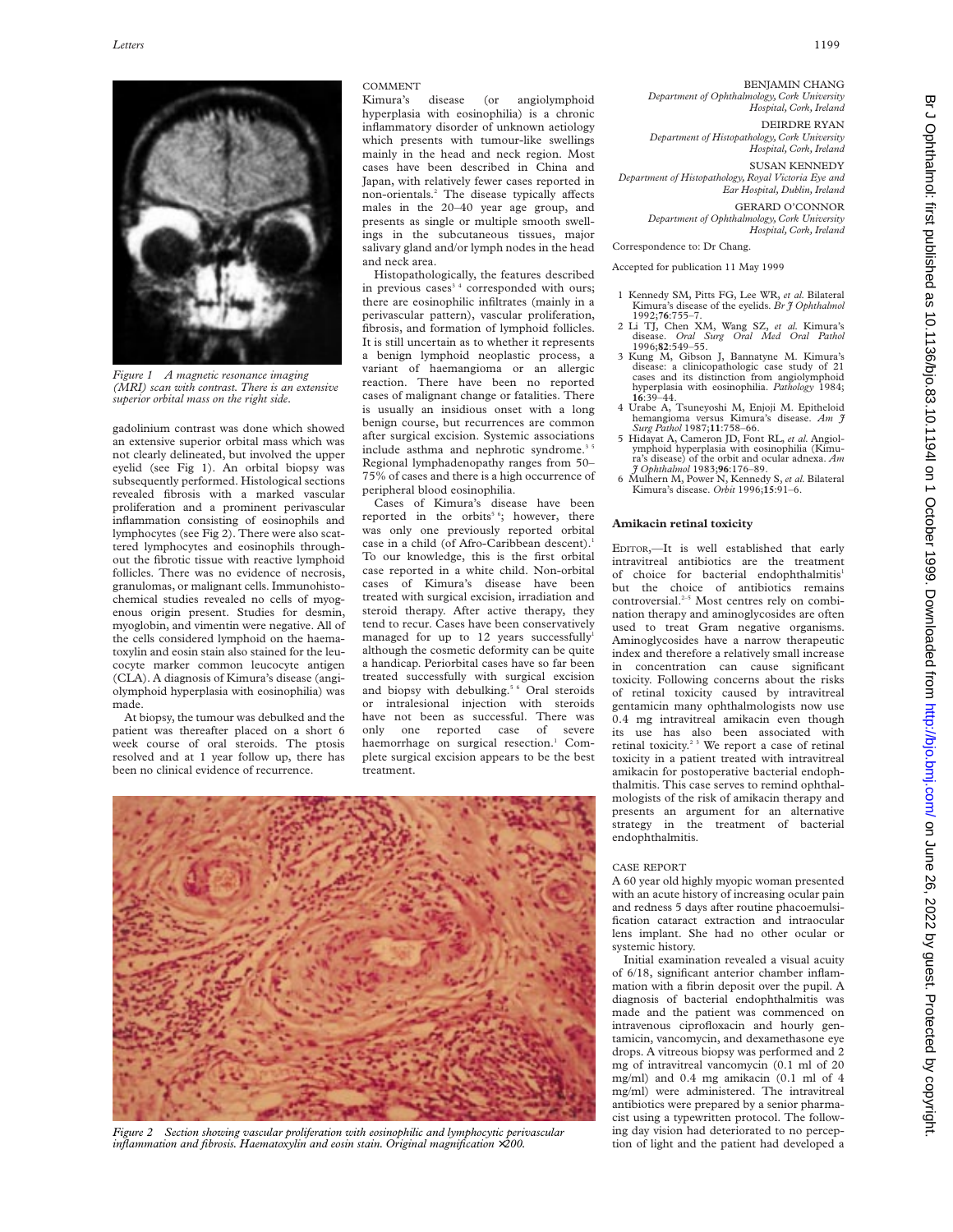*Figure 1 A magnetic resonance imaging (MRI) scan with contrast. There is an extensive superior orbital mass on the right side.*

gadolinium contrast was done which showed an extensive superior orbital mass which was not clearly delineated, but involved the upper eyelid (see Fig 1). An orbital biopsy was subsequently performed. Histological sections revealed fibrosis with a marked vascular proliferation and a prominent perivascular inflammation consisting of eosinophils and lymphocytes (see Fig 2). There were also scattered lymphocytes and eosinophils throughout the fibrotic tissue with reactive lymphoid follicles. There was no evidence of necrosis, granulomas, or malignant cells. Immunohistochemical studies revealed no cells of myogenous origin present. Studies for desmin, myoglobin, and vimentin were negative. All of the cells considered lymphoid on the haematoxylin and eosin stain also stained for the leucocyte marker common leucocyte antigen (CLA). A diagnosis of Kimura's disease (angiolymphoid hyperplasia with eosinophilia) was made.

At biopsy, the tumour was debulked and the patient was thereafter placed on a short 6 week course of oral steroids. The ptosis resolved and at 1 year follow up, there has been no clinical evidence of recurrence.

COMMENT

Kimura's disease (or angiolymphoid hyperplasia with eosinophilia) is a chronic inflammatory disorder of unknown aetiology which presents with tumour-like swellings mainly in the head and neck region. Most cases have been described in China and Japan, with relatively fewer cases reported in non-orientals.[2] The disease typically affects males in the 20–40 year age group, and presents as single or multiple smooth swellings in the subcutaneous tissues, major salivary gland and/or lymph nodes in the head and neck area.

Histopathologically, the features described in previous cases[3 4] corresponded with ours; there are eosinophilic infiltrates (mainly in a perivascular pattern), vascular proliferation, fibrosis, and formation of lymphoid follicles. It is still uncertain as to whether it represents a benign lymphoid neoplastic process, a variant of haemangioma or an allergic reaction. There have been no reported cases of malignant change or fatalities. There is usually an insidious onset with a long benign course, but recurrences are common after surgical excision. Systemic associations include asthma and nephrotic syndrome.[3 5] Regional lymphadenopathy ranges from 50–75% of cases and there is a high occurrence of peripheral blood eosinophilia.

Cases of Kimura's disease have been reported in the orbits[5 6]; however, there was only one previously reported orbital case in a child (of Afro-Caribbean descent).[1] To our knowledge, this is the first orbital case reported in a white child. Non-orbital cases of Kimura's disease have been treated with surgical excision, irradiation and steroid therapy. After active therapy, they tend to recur. Cases have been conservatively managed for up to 12 years successfully[1] although the cosmetic deformity can be quite a handicap. Periorbital cases have so far been treated successfully with surgical excision and biopsy with debulking.[5 6] Oral steroids or intralesional injection with steroids have not been as successful. There was only one reported case of severe haemorrhage on surgical resection.[1] Complete surgical excision appears to be the best treatment.

*Figure 2 Section showing vascular proliferation with eosinophilic and lymphocytic perivascular inflammation and fibrosis. Haematoxylin and eosin stain. Original magnification ×200.*

BENJAMIN CHANG
*Department of Ophthalmology, Cork University Hospital, Cork, Ireland*

DEIRDRE RYAN
*Department of Histopathology, Cork University Hospital, Cork, Ireland*

SUSAN KENNEDY
*Department of Histopathology, Royal Victoria Eye and Ear Hospital, Dublin, Ireland*

GERARD O'CONNOR
*Department of Ophthalmology, Cork University Hospital, Cork, Ireland*

Correspondence to: Dr Chang.

Accepted for publication 11 May 1999

1 Kennedy SM, Pitts FG, Lee WR, *et al.* Bilateral Kimura's disease of the eyelids. *Br J Ophthalmol* 1992;**76**:755–7.
2 Li TJ, Chen XM, Wang SZ, *et al.* Kimura's disease. *Oral Surg Oral Med Oral Pathol* 1996;**82**:549–55.
3 Kung M, Gibson J, Bannatyne M. Kimura's disease: a clinicopathologic case study of 21 cases and its distinction from angiolymphoid hyperplasia with eosinophilia. *Pathology* 1984; **16**:39–44.
4 Urabe A, Tsuneyoshi M, Enjoji M. Epitheloid hemangioma versus Kimura's disease. *Am J Surg Pathol* 1987;**11**:758–66.
5 Hidayat A, Cameron JD, Font RL, *et al.* Angiolymphoid hyperplasia with eosinophilia (Kimura's disease) of the orbit and ocular adnexa. *Am J Ophthalmol* 1983;**96**:176–89.
6 Mulhern M, Power N, Kennedy S, *et al.* Bilateral Kimura's disease. *Orbit* 1996;**15**:91–6.

## Amikacin retinal toxicity

EDITOR,—It is well established that early intravitreal antibiotics are the treatment of choice for bacterial endophthalmitis[1] but the choice of antibiotics remains controversial.[2–5] Most centres rely on combination therapy and aminoglycosides are often used to treat Gram negative organisms. Aminoglycosides have a narrow therapeutic index and therefore a relatively small increase in concentration can cause significant toxicity. Following concerns about the risks of retinal toxicity caused by intravitreal gentamicin many ophthalmologists now use 0.4 mg intravitreal amikacin even though its use has also been associated with retinal toxicity.[2 3] We report a case of retinal toxicity in a patient treated with intravitreal amikacin for postoperative bacterial endophthalmitis. This case serves to remind ophthalmologists of the risk of amikacin therapy and presents an argument for an alternative strategy in the treatment of bacterial endophthalmitis.

CASE REPORT

A 60 year old highly myopic woman presented with an acute history of increasing ocular pain and redness 5 days after routine phacoemulsification cataract extraction and intraocular lens implant. She had no other ocular or systemic history.

Initial examination revealed a visual acuity of 6/18, significant anterior chamber inflammation with a fibrin deposit over the pupil. A diagnosis of bacterial endophthalmitis was made and the patient was commenced on intravenous ciprofloxacin and hourly gentamicin, vancomycin, and dexamethasone eye drops. A vitreous biopsy was performed and 2 mg of intravitreal vancomycin (0.1 ml of 20 mg/ml) and 0.4 mg amikacin (0.1 ml of 4 mg/ml) were administered. The intravitreal antibiotics were prepared by a senior pharmacist using a typewritten protocol. The following day vision had deteriorated to no perception of light and the patient had developed a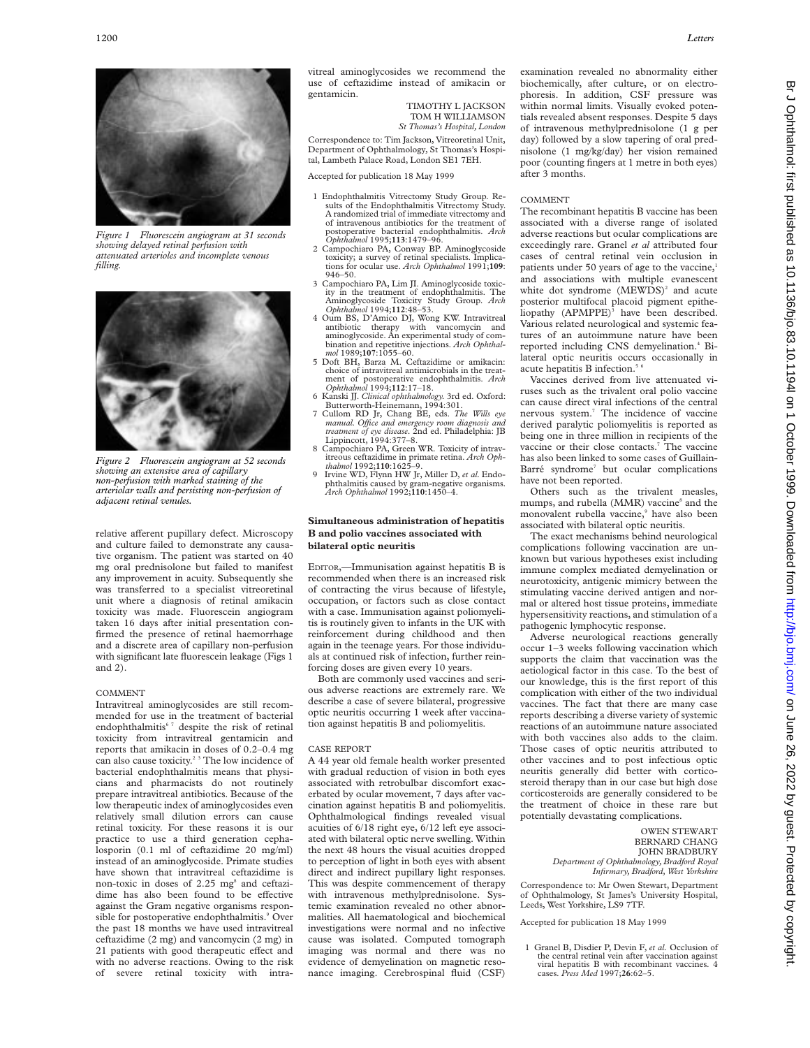*Figure 1 Fluorescein angiogram at 31 seconds showing delayed retinal perfusion with attenuated arterioles and incomplete venous filling.*

*Figure 2 Fluorescein angiogram at 52 seconds showing an extensive area of capillary non-perfusion with marked staining of the arteriolar walls and persisting non-perfusion of adjacent retinal venules.*

relative afferent pupillary defect. Microscopy and culture failed to demonstrate any causative organism. The patient was started on 40 mg oral prednisolone but failed to manifest any improvement in acuity. Subsequently she was transferred to a specialist vitreoretinal unit where a diagnosis of retinal amikacin toxicity was made. Fluorescein angiogram taken 16 days after initial presentation confirmed the presence of retinal haemorrhage and a discrete area of capillary non-perfusion with significant late fluorescein leakage (Figs 1 and 2).

COMMENT

Intravitreal aminoglycosides are still recommended for use in the treatment of bacterial endophthalmitis[6 7] despite the risk of retinal toxicity from intravitreal gentamicin and reports that amikacin in doses of 0.2–0.4 mg can also cause toxicity.[2 3] The low incidence of bacterial endophthalmitis means that physicians and pharmacists do not routinely prepare intravitreal antibiotics. Because of the low therapeutic index of aminoglycosides even relatively small dilution errors can cause retinal toxicity. For these reasons it is our practice to use a third generation cephalosporin (0.1 ml of ceftazidime 20 mg/ml) instead of an aminoglycoside. Primate studies have shown that intravitreal ceftazidime is non-toxic in doses of 2.25 mg[8] and ceftazidime has also been found to be effective against the Gram negative organisms responsible for postoperative endophthalmitis.[9] Over the past 18 months we have used intravitreal ceftazidime (2 mg) and vancomycin (2 mg) in 21 patients with good therapeutic effect and with no adverse reactions. Owing to the risk of severe retinal toxicity with intravitreal aminoglycosides we recommend the use of ceftazidime instead of amikacin or gentamicin.

TIMOTHY L JACKSON
TOM H WILLIAMSON
*St Thomas's Hospital, London*

Correspondence to: Tim Jackson, Vitreoretinal Unit, Department of Ophthalmology, St Thomas's Hospital, Lambeth Palace Road, London SE1 7EH.

Accepted for publication 18 May 1999

1 Endophthalmitis Vitrectomy Study Group. Results of the Endophthalmitis Vitrectomy Study. A randomized trial of immediate vitrectomy and of intravenous antibiotics for the treatment of postoperative bacterial endophthalmitis. *Arch Ophthalmol* 1995;**113**:1479–96.
2 Campochiaro PA, Conway BP. Aminoglycoside toxicity; a survey of retinal specialists. Implications for ocular use. *Arch Ophthalmol* 1991;**109**: 946–50.
3 Campochiaro PA, Lim JI. Aminoglycoside toxicity in the treatment of endophthalmitis. The Aminoglycoside Toxicity Study Group. *Arch Ophthalmol* 1994;**112**:48–53.
4 Oum BS, D'Amico DJ, Wong KW. Intravitreal antibiotic therapy with vancomycin and aminoglycoside. An experimental study of combination and repetitive injections. *Arch Ophthalmol* 1989;**107**:1055–60.
5 Doft BH, Barza M. Ceftazidime or amikacin: choice of intravitreal antimicrobials in the treatment of postoperative endophthalmitis. *Arch Ophthalmol* 1994;**112**:17–18.
6 Kanski JJ. *Clinical ophthalmology.* 3rd ed. Oxford: Butterworth-Heinemann, 1994:301.
7 Cullom RD Jr, Chang BE, eds. *The Wills eye manual. Office and emergency room diagnosis and treatment of eye disease.* 2nd ed. Philadelphia: JB Lippincott, 1994:377–8.
8 Campochiaro PA, Green WR. Toxicity of intravitreous ceftazidime in primate retina. *Arch Ophthalmol* 1992;**110**:1625–9.
9 Irvine WD, Flynn HW Jr, Miller D, *et al.* Endophthalmitis caused by gram-negative organisms. *Arch Ophthalmol* 1992;**110**:1450–4.

## Simultaneous administration of hepatitis B and polio vaccines associated with bilateral optic neuritis

EDITOR,—Immunisation against hepatitis B is recommended when there is an increased risk of contracting the virus because of lifestyle, occupation, or factors such as close contact with a case. Immunisation against poliomyelitis is routinely given to infants in the UK with reinforcement during childhood and then again in the teenage years. For those individuals at continued risk of infection, further reinforcing doses are given every 10 years.

Both are commonly used vaccines and serious adverse reactions are extremely rare. We describe a case of severe bilateral, progressive optic neuritis occurring 1 week after vaccination against hepatitis B and poliomyelitis.

CASE REPORT

A 44 year old female health worker presented with gradual reduction of vision in both eyes associated with retrobulbar discomfort exacerbated by ocular movement, 7 days after vaccination against hepatitis B and poliomyelitis. Ophthalmological findings revealed visual acuities of 6/18 right eye, 6/12 left eye associated with bilateral optic nerve swelling. Within the next 48 hours the visual acuities dropped to perception of light in both eyes with absent direct and indirect pupillary light responses. This was despite commencement of therapy with intravenous methylprednisolone. Systemic examination revealed no other abnormalities. All haematological and biochemical investigations were normal and no infective cause was isolated. Computed tomograph imaging was normal and there was no evidence of demyelination on magnetic resonance imaging. Cerebrospinal fluid (CSF) examination revealed no abnormality either biochemically, after culture, or on electrophoresis. In addition, CSF pressure was within normal limits. Visually evoked potentials revealed absent responses. Despite 5 days of intravenous methylprednisolone (1 g per day) followed by a slow tapering of oral prednisolone (1 mg/kg/day) her vision remained poor (counting fingers at 1 metre in both eyes) after 3 months.

COMMENT

The recombinant hepatitis B vaccine has been associated with a diverse range of isolated adverse reactions but ocular complications are exceedingly rare. Granel *et al* attributed four cases of central retinal vein occlusion in patients under 50 years of age to the vaccine,[1] and associations with multiple evanescent white dot syndrome (MEWDS)[2] and acute posterior multifocal placoid pigment epitheliopathy (APMPPE)[3] have been described. Various related neurological and systemic features of an autoimmune nature have been reported including CNS demyelination.[4] Bilateral optic neuritis occurs occasionally in acute hepatitis B infection.[5 6]

Vaccines derived from live attenuated viruses such as the trivalent oral polio vaccine can cause direct viral infections of the central nervous system.[7] The incidence of vaccine derived paralytic poliomyelitis is reported as being one in three million in recipients of the vaccine or their close contacts.[7] The vaccine has also been linked to some cases of Guillain-Barré syndrome[7] but ocular complications have not been reported.

Others such as the trivalent measles, mumps, and rubella (MMR) vaccine[8] and the monovalent rubella vaccine,[9] have also been associated with bilateral optic neuritis.

The exact mechanisms behind neurological complications following vaccination are unknown but various hypotheses exist including immune complex mediated demyelination or neurotoxicity, antigenic mimicry between the stimulating vaccine derived antigen and normal or altered host tissue proteins, immediate hypersensitivity reactions, and stimulation of a pathogenic lymphocytic response.

Adverse neurological reactions generally occur 1–3 weeks following vaccination which supports the claim that vaccination was the aetiological factor in this case. To the best of our knowledge, this is the first report of this complication with either of the two individual vaccines. The fact that there are many case reports describing a diverse variety of systemic reactions of an autoimmune nature associated with both vaccines also adds to the claim. Those cases of optic neuritis attributed to other vaccines and to post infectious optic neuritis generally did better with corticosteroid therapy than in our case but high dose corticosteroids are generally considered to be the treatment of choice in these rare but potentially devastating complications.

OWEN STEWART
BERNARD CHANG
JOHN BRADBURY
*Department of Ophthalmology, Bradford Royal Infirmary, Bradford, West Yorkshire*

Correspondence to: Mr Owen Stewart, Department of Ophthalmology, St James's University Hospital, Leeds, West Yorkshire, LS9 7TF.

Accepted for publication 18 May 1999

1 Granel B, Disdier P, Devin F, *et al.* Occlusion of the central retinal vein after vaccination against viral hepatitis B with recombinant vaccines. 4 cases. *Press Med* 1997;**26**:62–5.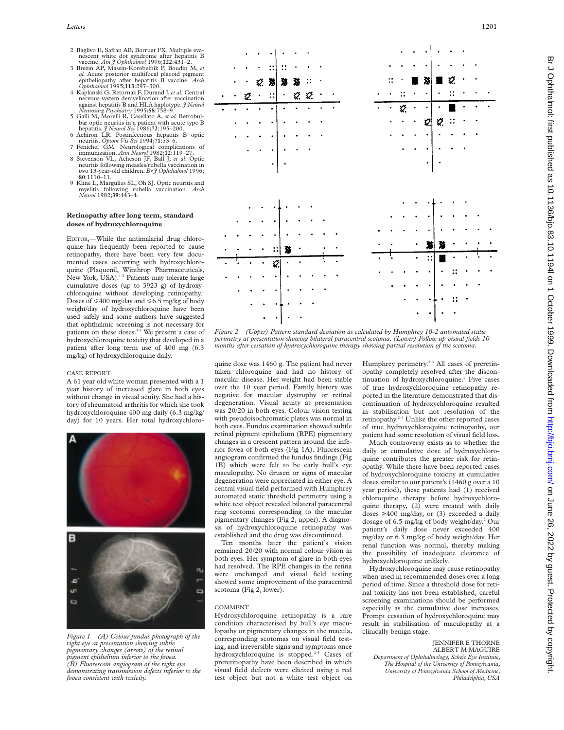2 Baglivo E, Safran AB, Borruat FX. Multiple evanescent white dot syndrome after hepatitis B vaccine. *Am J Ophthalmol* 1996;**122**:431–2.
3 Brezin AP, Massin-Korobelnik P, Boudin M, *et al.* Acute posterior multifocal placoid pigment epitheliopathy after hepatitis B vaccine. *Arch Ophthalmol* 1995;**113**:297–300.
4 Kaplanski G, Retornaz F, Durand J, *et al.* Central nervous system demyelination after vaccination against hepatitis B and HLA haplotype. *J Neurol Neurosurg Psychiatry* 1995;**58**:758–9.
5 Galli M, Morelli R, Casellato A, *et al.* Retrobulbar optic neuritis in a patient with acute type B hepatitis. *J Neurol Sci* 1986;**72**:195–200.
6 Achiron LR. Postinfectious hepatitis B optic neuritis. *Optom Vis Sci* 1994;**71**:53–6.
7 Fenichel GM. Neurological complications of immunization. *Ann Neurol* 1982;**12**:119–27.
8 Stevenson VL, Acheson JF, Ball J, *et al.* Optic neuritis following measles/rubella vaccination in two 13-year-old children. *Br J Ophthalmol* 1996;**80**:1110–11.
9 Kline L, Margulies SL, Oh SJ. Optic neuritis and myelitis following rubella vaccination. *Arch Neurol* 1982;**39**:443–4.

## Retinopathy after long term, standard doses of hydroxychloroquine

EDITOR,—While the antimalarial drug chloroquine has frequently been reported to cause retinopathy, there have been very few documented cases occurring with hydroxychloroquine (Plaquenil, Winthrop Pharmaceuticals, New York, USA).[1-5] Patients may tolerate large cumulative doses (up to 3923 g) of hydroxychloroquine without developing retinopathy.[1] Doses of ≤400 mg/day and ≤6.5 mg/kg of body weight/day of hydroxychloroquine have been used safely and some authors have suggested that ophthalmic screening is not necessary for patients on these doses.[3-5] We present a case of hydroxychloroquine toxicity that developed in a patient after long term use of 400 mg (6.3 mg/kg) of hydroxychloroquine daily.

### CASE REPORT

A 61 year old white woman presented with a 1 year history of increased glare in both eyes without change in visual acuity. She had a history of rheumatoid arthritis for which she took hydroxychloroquine 400 mg daily (6.3 mg/kg/day) for 10 years. Her total hydroxychloroquine dose was 1460 g. The patient had never taken chloroquine and had no history of macular disease. Her weight had been stable over the 10 year period. Family history was negative for macular dystrophy or retinal degeneration. Visual acuity at presentation was 20/20 in both eyes. Colour vision testing with pseudoisochromatic plates was normal in both eyes. Fundus examination showed subtle retinal pigment epithelium (RPE) pigmentary changes in a crescent pattern around the inferior fovea of both eyes (Fig 1A). Fluorescein angiogram confirmed the fundus findings (Fig 1B) which were felt to be early bull's eye maculopathy. No drusen or signs of macular degeneration were appreciated in either eye. A central visual field performed with Humphrey automated static threshold perimetry using a white test object revealed bilateral paracentral ring scotoma corresponding to the macular pigmentary changes (Fig 2, upper). A diagnosis of hydroxychloroquine retinopathy was established and the drug was discontinued.

Ten months later the patient's vision remained 20/20 with normal colour vision in both eyes. Her symptom of glare in both eyes had resolved. The RPE changes in the retina were unchanged and visual field testing showed some improvement of the paracentral scotoma (Fig 2, lower).

Figure 1 (A) Colour fundus photograph of the right eye at presentation showing subtle pigmentary changes (arrow) of the retinal pigment epithelium inferior to the fovea. (B) Fluorescein angiogram of the right eye demonstrating transmission defects inferior to the fovea consistent with toxicity.

Figure 2 (Upper) Pattern standard deviation as calculated by Humphrey 10-2 automated static perimetry at presentation showing bilateral paracentral scotoma. (Lower) Follow up visual fields 10 months after cessation of hydroxychloroquine therapy showing partial resolution of the scotoma.

### COMMENT

Hydroxychloroquine retinopathy is a rare condition characterised by bull's eye maculopathy or pigmentary changes in the macula, corresponding scotomas on visual field testing, and irreversible signs and symptoms once hydroxychloroquine is stopped.[2-5] Cases of preretinopathy have been described in which visual field defects were elicited using a red test object but not a white test object on Humphrey perimetry.[2 3] All cases of preretinopathy completely resolved after the discontinuation of hydroxychloroquine.[2] Five cases of true hydroxychloroquine retinopathy reported in the literature demonstrated that discontinuation of hydroxychloroquine resulted in stabilisation but not resolution of the retinopathy.[2-4] Unlike the other reported cases of true hydroxychloroquine retinopathy, our patient had some resolution of visual field loss.

Much controversy exists as to whether the daily or cumulative dose of hydroxychloroquine contributes the greater risk for retinopathy. While there have been reported cases of hydroxychloroquine toxicity at cumulative doses similar to our patient's (1460 g over a 10 year period), these patients had (1) received chloroquine therapy before hydroxychloroquine therapy, (2) were treated with daily doses >400 mg/day, or (3) exceeded a daily dosage of 6.5 mg/kg of body weight/day.[2] Our patient's daily dose never exceeded 400 mg/day or 6.3 mg/kg of body weight/day. Her renal function was normal, thereby making the possibility of inadequate clearance of hydroxychloroquine unlikely.

Hydroxychloroquine may cause retinopathy when used in recommended doses over a long period of time. Since a threshold dose for retinal toxicity has not been established, careful screening examinations should be performed especially as the cumulative dose increases. Prompt cessation of hydroxychloroquine may result in stabilisation of maculopathy at a clinically benign stage.

JENNIFER E THORNE
ALBERT M MAGUIRE
*Department of Ophthalmology, Scheie Eye Institute, The Hospital of the University of Pennsylvania, University of Pennsylvania School of Medicine, Philadelphia, USA*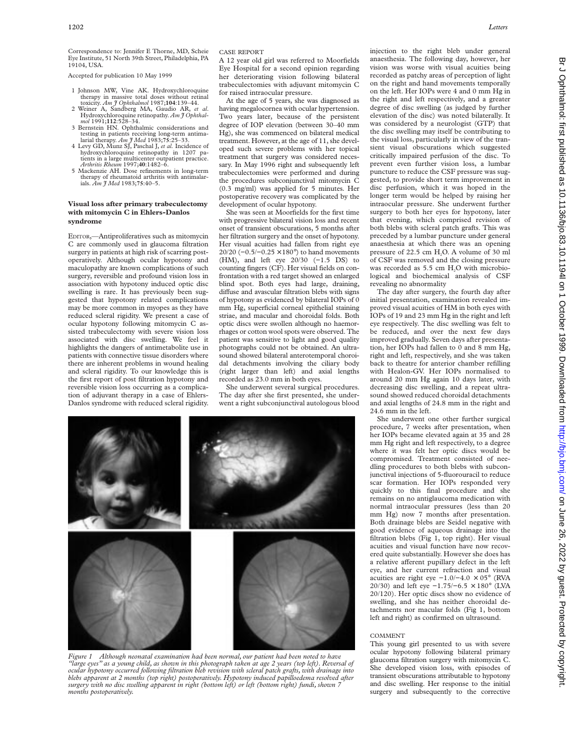Correspondence to: Jennifer E Thorne, MD, Scheie Eye Institute, 51 North 39th Street, Philadelphia, PA 19104, USA.

Accepted for publication 10 May 1999

1. Johnson MW, Vine AK. Hydroxychloroquine therapy in massive total doses without retinal toxicity. *Am J Ophthalmol* 1987;**104**:139–44.
2. Weiner A, Sandberg MA, Gaudio AR, *et al.* Hydroxychloroquine retinopathy. *Am J Ophthalmol* 1991;**112**:528–34.
3. Bernstein HN. Ophthalmic considerations and testing in patients receiving long-term antimalarial therapy. *Am J Med* 1983;**75**:25–33.
4. Levy GD, Munz SJ, Paschal J, *et al.* Incidence of hydroxychloroquine retinopathy in 1207 patients in a large multicenter outpatient practice. *Arthritis Rheum* 1997;**40**:1482–6.
5. Mackenzie AH. Dose refinements in long-term therapy of rheumatoid arthritis with antimalarials. *Am J Med* 1983;**75**:40–5.

## Visual loss after primary trabeculectomy with mitomycin C in Ehlers-Danlos syndrome

EDITOR,—Antiproliferatives such as mitomycin C are commonly used in glaucoma filtration surgery in patients at high risk of scarring postoperatively. Although ocular hypotony and maculopathy are known complications of such surgery, reversible and profound vision loss in association with hypotony induced optic disc swelling is rare. It has previously been suggested that hypotony related complications may be more common in myopes as they have reduced scleral rigidity. We present a case of ocular hypotony following mitomycin C assisted trabeculectomy with severe vision loss associated with disc swelling. We feel it highlights the dangers of antimetabolite use in patients with connective tissue disorders where there are inherent problems in wound healing and scleral rigidity. To our knowledge this is the first report of post filtration hypotony and reversible vision loss occurring as a complication of adjuvant therapy in a case of Ehlers-Danlos syndrome with reduced scleral rigidity.

### CASE REPORT

A 12 year old girl was referred to Moorfields Eye Hospital for a second opinion regarding her deteriorating vision following bilateral trabeculectomies with adjuvant mitomycin C for raised intraocular pressure.

At the age of 5 years, she was diagnosed as having megalocornea with ocular hypertension. Two years later, because of the persistent degree of IOP elevation (between 30–40 mm Hg), she was commenced on bilateral medical treatment. However, at the age of 11, she developed such severe problems with her topical treatment that surgery was considered necessary. In May 1996 right and subsequently left trabeculectomies were performed and during the procedures subconjunctival mitomycin C (0.3 mg/ml) was applied for 5 minutes. Her postoperative recovery was complicated by the development of ocular hypotony.

She was seen at Moorfields for the first time with progressive bilateral vision loss and recent onset of transient obscurations, 5 months after her filtration surgery and the onset of hypotony. Her visual acuities had fallen from right eye 20/20 (−0.5/−0.25 ×180°) to hand movements (HM), and left eye 20/30 (−1.5 DS) to counting fingers (CF). Her visual fields on confrontation with a red target showed an enlarged blind spot. Both eyes had large, draining, diffuse and avascular filtration blebs with signs of hypotony as evidenced by bilateral IOPs of 0 mm Hg, superficial corneal epithelial staining striae, and macular and choroidal folds. Both optic discs were swollen although no haemorrhages or cotton wool spots were observed. The patient was sensitive to light and good quality photographs could not be obtained. An ultrasound showed bilateral anterotemporal choroidal detachments involving the ciliary body (right larger than left) and axial lengths recorded as 23.0 mm in both eyes.

She underwent several surgical procedures. The day after she first presented, she underwent a right subconjunctival autologous blood injection to the right bleb under general anaesthesia. The following day, however, her vision was worse with visual acuities being recorded as patchy areas of perception of light on the right and hand movements temporally on the left. Her IOPs were 4 and 0 mm Hg in the right and left respectively, and a greater degree of disc swelling (as judged by further elevation of the disc) was noted bilaterally. It was considered by a neurologist (GTP) that the disc swelling may itself be contributing to the visual loss, particularly in view of the transient visual obscurations which suggested critically impaired perfusion of the disc. To prevent even further vision loss, a lumbar puncture to reduce the CSF pressure was suggested, to provide short term improvement in disc perfusion, which it was hoped in the longer term would be helped by raising her intraocular pressure. She underwent further surgery to both her eyes for hypotony, later that evening, which comprised revision of both blebs with scleral patch grafts. This was preceded by a lumbar puncture under general anaesthesia at which there was an opening pressure of 22.5 cm $H_2O$. A volume of 30 ml of CSF was removed and the closing pressure was recorded as 5.5 cm $H_2O$ with microbiological and biochemical analysis of CSF revealing no abnormality

The day after surgery, the fourth day after initial presentation, examination revealed improved visual acuities of HM in both eyes with IOPs of 19 and 23 mm Hg in the right and left eye respectively. The disc swelling was felt to be reduced, and over the next few days improved gradually. Seven days after presentation, her IOPs had fallen to 0 and 8 mm Hg, right and left, respectively, and she was taken back to theatre for anterior chamber refilling with Healon-GV. Her IOPs normalised to around 20 mm Hg again 10 days later, with decreasing disc swelling, and a repeat ultrasound showed reduced choroidal detachments and axial lengths of 24.8 mm in the right and 24.6 mm in the left.

She underwent one other further surgical procedure, 7 weeks after presentation, when her IOPs became elevated again at 35 and 28 mm Hg right and left respectively, to a degree where it was felt her optic discs would be compromised. Treatment consisted of needling procedures to both blebs with subconjunctival injections of 5-fluorouracil to reduce scar formation. Her IOPs responded very quickly to this final procedure and she remains on no antiglaucoma medication with normal intraocular pressures (less than 20 mm Hg) now 7 months after presentation. Both drainage blebs are Seidel negative with good evidence of aqueous drainage into the filtration blebs (Fig 1, top right). Her visual acuities and visual function have now recovered quite substantially. However she does has a relative afferent pupillary defect in the left eye, and her current refraction and visual acuities are right eye −1.0/−4.0 × 05° (RVA 20/30) and left eye −1.75/−6.5 × 180° (LVA 20/120). Her optic discs show no evidence of swelling, and she has neither choroidal detachments nor macular folds (Fig 1, bottom left and right) as confirmed on ultrasound.

*Figure 1 Although neonatal examination had been normal, our patient had been noted to have "large eyes" as a young child, as shown in this photograph taken at age 2 years (top left). Reversal of ocular hypotony occurred following filtration bleb revision with scleral patch grafts, with drainage into blebs apparent at 2 months (top right) postoperatively. Hypotony induced papilloedema resolved after surgery with no disc swelling apparent in right (bottom left) or left (bottom right) fundi, shown 7 months postoperatively.*

### COMMENT

This young girl presented to us with severe ocular hypotony following bilateral primary glaucoma filtration surgery with mitomycin C. She developed vision loss, with episodes of transient obscurations attributable to hypotony and disc swelling. Her response to the initial surgery and subsequently to the corrective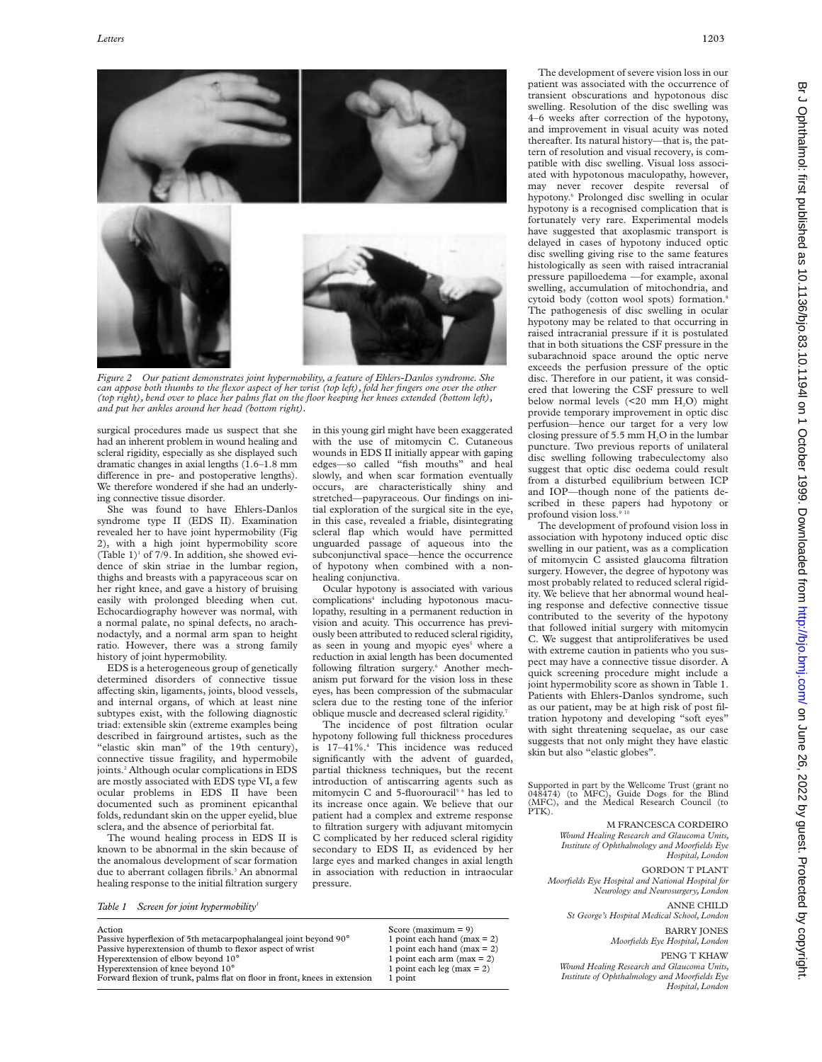*Figure 2 Our patient demonstrates joint hypermobility, a feature of Ehlers-Danlos syndrome. She can appose both thumbs to the flexor aspect of her wrist (top left), fold her fingers one over the other (top right), bend over to place her palms flat on the floor keeping her knees extended (bottom left), and put her ankles around her head (bottom right).*

surgical procedures made us suspect that she had an inherent problem in wound healing and scleral rigidity, especially as she displayed such dramatic changes in axial lengths (1.6–1.8 mm difference in pre- and postoperative lengths). We therefore wondered if she had an underlying connective tissue disorder.

She was found to have Ehlers-Danlos syndrome type II (EDS II). Examination revealed her to have joint hypermobility (Fig 2), with a high joint hypermobility score (Table 1)[1] of 7/9. In addition, she showed evidence of skin striae in the lumbar region, thighs and breasts with a papyraceous scar on her right knee, and gave a history of bruising easily with prolonged bleeding when cut. Echocardiography however was normal, with a normal palate, no spinal defects, no arachnodactyly, and a normal arm span to height ratio. However, there was a strong family history of joint hypermobility.

EDS is a heterogeneous group of genetically determined disorders of connective tissue affecting skin, ligaments, joints, blood vessels, and internal organs, of which at least nine subtypes exist, with the following diagnostic triad: extensible skin (extreme examples being described in fairground artistes, such as the "elastic skin man" of the 19th century), connective tissue fragility, and hypermobile joints.[2] Although ocular complications in EDS are mostly associated with EDS type VI, a few ocular problems in EDS II have been documented such as prominent epicanthal folds, redundant skin on the upper eyelid, blue sclera, and the absence of periorbital fat.

The wound healing process in EDS II is known to be abnormal in the skin because of the anomalous development of scar formation due to aberrant collagen fibrils.[3] An abnormal healing response to the initial filtration surgery in this young girl might have been exaggerated with the use of mitomycin C. Cutaneous wounds in EDS II initially appear with gaping edges—so called "fish mouths" and heal slowly, and when scar formation eventually occurs, are characteristically shiny and stretched—papyraceous. Our findings on initial exploration of the surgical site in the eye, in this case, revealed a friable, disintegrating scleral flap which would have permitted unguarded passage of aqueous into the subconjunctival space—hence the occurrence of hypotony when combined with a non-healing conjunctiva.

Ocular hypotony is associated with various complications[4] including hypotonous maculopathy, resulting in a permanent reduction in vision and acuity. This occurrence has previously been attributed to reduced scleral rigidity, as seen in young and myopic eyes[5] where a reduction in axial length has been documented following filtration surgery.[6] Another mechanism put forward for the vision loss in these eyes, has been compression of the submacular sclera due to the resting tone of the inferior oblique muscle and decreased scleral rigidity.[7]

The incidence of post filtration ocular hypotony following full thickness procedures is 17–41%.[4] This incidence was reduced significantly with the advent of guarded, partial thickness techniques, but the recent introduction of antiscarring agents such as mitomycin C and 5-fluorouracil[5 6] has led to its increase once again. We believe that our patient had a complex and extreme response to filtration surgery with adjuvant mitomycin C complicated by her reduced scleral rigidity secondary to EDS II, as evidenced by her large eyes and marked changes in axial length in association with reduction in intraocular pressure.

The development of severe vision loss in our patient was associated with the occurrence of transient obscurations and hypotonous disc swelling. Resolution of the disc swelling was 4–6 weeks after correction of the hypotony, and improvement in visual acuity was noted thereafter. Its natural history—that is, the pattern of resolution and visual recovery, is compatible with disc swelling. Visual loss associated with hypotonous maculopathy, however, may never recover despite reversal of hypotony.[6] Prolonged disc swelling in ocular hypotony is a recognised complication that is fortunately very rare. Experimental models have suggested that axoplasmic transport is delayed in cases of hypotony induced optic disc swelling giving rise to the same features histologically as seen with raised intracranial pressure papilloedema —for example, axonal swelling, accumulation of mitochondria, and cytoid body (cotton wool spots) formation.[8] The pathogenesis of disc swelling in ocular hypotony may be related to that occurring in raised intracranial pressure if it is postulated that in both situations the CSF pressure in the subarachnoid space around the optic nerve exceeds the perfusion pressure of the optic disc. Therefore in our patient, it was considered that lowering the CSF pressure to well below normal levels (<20 mm $H_2O$) might provide temporary improvement in optic disc perfusion—hence our target for a very low closing pressure of 5.5 mm $H_2O$ in the lumbar puncture. Two previous reports of unilateral disc swelling following trabeculectomy also suggest that optic disc oedema could result from a disturbed equilibrium between ICP and IOP—though none of the patients described in these papers had hypotony or profound vision loss.[9 10]

The development of profound vision loss in association with hypotony induced optic disc swelling in our patient, was as a complication of mitomycin C assisted glaucoma filtration surgery. However, the degree of hypotony was most probably related to reduced scleral rigidity. We believe that her abnormal wound healing response and defective connective tissue contributed to the severity of the hypotony that followed initial surgery with mitomycin C. We suggest that antiproliferatives be used with extreme caution in patients who you suspect may have a connective tissue disorder. A quick screening procedure might include a joint hypermobility score as shown in Table 1. Patients with Ehlers-Danlos syndrome, such as our patient, may be at high risk of post filtration hypotony and developing "soft eyes" with sight threatening sequelae, as our case suggests that not only might they have elastic skin but also "elastic globes".

Supported in part by the Wellcome Trust (grant no 048474) (to MFC), Guide Dogs for the Blind (MFC), and the Medical Research Council (to PTK).

M FRANCESCA CORDEIRO
*Wound Healing Research and Glaucoma Units, Institute of Ophthalmology and Moorfields Eye Hospital, London*

GORDON T PLANT
*Moorfields Eye Hospital and National Hospital for Neurology and Neurosurgery, London*

ANNE CHILD
*St George's Hospital Medical School, London*

BARRY JONES
*Moorfields Eye Hospital, London*

PENG T KHAW
*Wound Healing Research and Glaucoma Units, Institute of Ophthalmology and Moorfields Eye Hospital, London*

*Table 1 Screen for joint hypermobility[1]*

| Action | Score (maximum = 9) |
|---|---|
| Passive hyperflexion of 5th metacarpophalangeal joint beyond 90° | 1 point each hand (max = 2) |
| Passive hyperextension of thumb to flexor aspect of wrist | 1 point each hand (max = 2) |
| Hyperextension of elbow beyond 10° | 1 point each arm (max = 2) |
| Hyperextension of knee beyond 10° | 1 point each leg (max = 2) |
| Forward flexion of trunk, palms flat on floor in front, knees in extension | 1 point |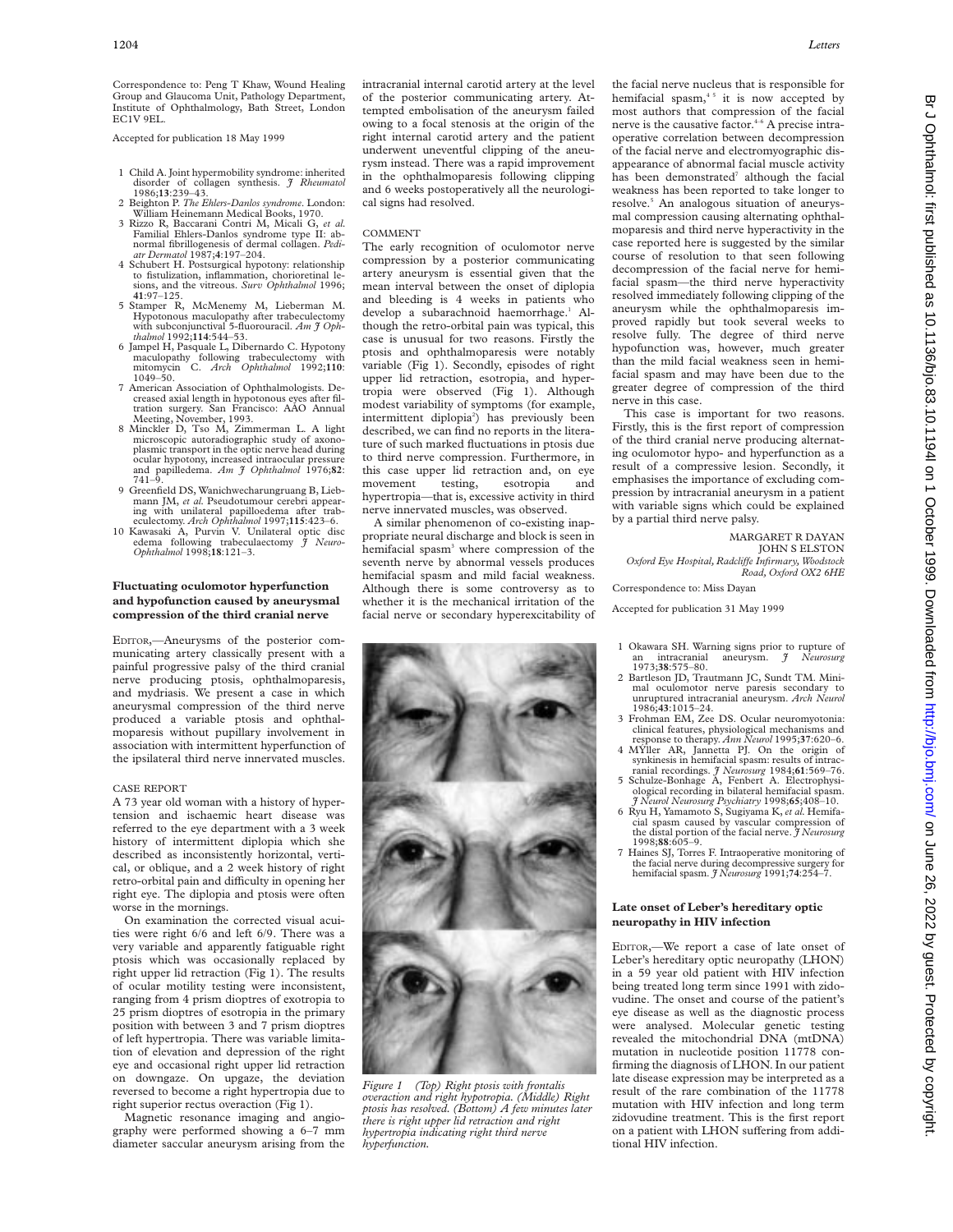Correspondence to: Peng T Khaw, Wound Healing Group and Glaucoma Unit, Pathology Department, Institute of Ophthalmology, Bath Street, London EC1V 9EL.

Accepted for publication 18 May 1999

1 Child A. Joint hypermobility syndrome: inherited disorder of collagen synthesis. *J Rheumatol* 1986;**13**:239–43.
2 Beighton P. *The Ehlers-Danlos syndrome*. London: William Heinemann Medical Books, 1970.
3 Rizzo R, Baccarani Contri M, Micali G, *et al.* Familial Ehlers-Danlos syndrome type II: abnormal fibrillogenesis of dermal collagen. *Pediatr Dermatol* 1987;**4**:197–204.
4 Schubert H. Postsurgical hypotony: relationship to fistulization, inflammation, chorioretinal lesions, and the vitreous. *Surv Ophthalmol* 1996; **41**:97–125.
5 Stamper R, McMenemy M, Lieberman M. Hypotonous maculopathy after trabeculectomy with subconjunctival 5-fluorouracil. *Am J Ophthalmol* 1992;**114**:544–53.
6 Jampel H, Pasquale L, Dibernardo C. Hypotony maculopathy following trabeculectomy with mitomycin C. *Arch Ophthalmol* 1992;**110**: 1049–50.
7 American Association of Ophthalmologists. Decreased axial length in hypotonous eyes after filtration surgery. San Francisco: AAO Annual Meeting, November, 1993.
8 Minckler D, Tso M, Zimmerman L. A light microscopic autoradiographic study of axonoplasmic transport in the optic nerve head during ocular hypotony, increased intraocular pressure and papilledema. *Am J Ophthalmol* 1976;**82**: 741–9.
9 Greenfield DS, Wanichwecharungruang B, Liebmann JM, *et al.* Pseudotumour cerebri appearing with unilateral papilloedema after trabeculectomy. *Arch Ophthalmol* 1997;**115**:423–6.
10 Kawasaki A, Purvin V. Unilateral optic disc edema following trabeculaectomy *J Neuro-Ophthalmol* 1998;**18**:121–3.

## Fluctuating oculomotor hyperfunction and hypofunction caused by aneurysmal compression of the third cranial nerve

EDITOR,—Aneurysms of the posterior communicating artery classically present with a painful progressive palsy of the third cranial nerve producing ptosis, ophthalmoparesis, and mydriasis. We present a case in which aneurysmal compression of the third nerve produced a variable ptosis and ophthalmoparesis without pupillary involvement in association with intermittent hyperfunction of the ipsilateral third nerve innervated muscles.

### CASE REPORT

A 73 year old woman with a history of hypertension and ischaemic heart disease was referred to the eye department with a 3 week history of intermittent diplopia which she described as inconsistently horizontal, vertical, or oblique, and a 2 week history of right retro-orbital pain and difficulty in opening her right eye. The diplopia and ptosis were often worse in the mornings.

On examination the corrected visual acuities were right 6/6 and left 6/9. There was a very variable and apparently fatiguable right ptosis which was occasionally replaced by right upper lid retraction (Fig 1). The results of ocular motility testing were inconsistent, ranging from 4 prism dioptres of exotropia to 25 prism dioptres of esotropia in the primary position with between 3 and 7 prism dioptres of left hypertropia. There was variable limitation of elevation and depression of the right eye and occasional right upper lid retraction on downgaze. On upgaze, the deviation reversed to become a right hypertropia due to right superior rectus overaction (Fig 1).

Magnetic resonance imaging and angiography were performed showing a 6–7 mm diameter saccular aneurysm arising from the intracranial internal carotid artery at the level of the posterior communicating artery. Attempted embolisation of the aneurysm failed owing to a focal stenosis at the origin of the right internal carotid artery and the patient underwent uneventful clipping of the aneurysm instead. There was a rapid improvement in the ophthalmoparesis following clipping and 6 weeks postoperatively all the neurological signs had resolved.

### COMMENT

The early recognition of oculomotor nerve compression by a posterior communicating artery aneurysm is essential given that the mean interval between the onset of diplopia and bleeding is 4 weeks in patients who develop a subarachnoid haemorrhage.[1] Although the retro-orbital pain was typical, this case is unusual for two reasons. Firstly the ptosis and ophthalmoparesis were notably variable (Fig 1). Secondly, episodes of right upper lid retraction, esotropia, and hypertropia were observed (Fig 1). Although modest variability of symptoms (for example, intermittent diplopia[2]) has previously been described, we can find no reports in the literature of such marked fluctuations in ptosis due to third nerve compression. Furthermore, in this case upper lid retraction and, on eye movement testing, esotropia and hypertropia—that is, excessive activity in third nerve innervated muscles, was observed.

A similar phenomenon of co-existing inappropriate neural discharge and block is seen in hemifacial spasm[3] where compression of the seventh nerve by abnormal vessels produces hemifacial spasm and mild facial weakness. Although there is some controversy as to whether it is the mechanical irritation of the facial nerve or secondary hyperexcitability of the facial nerve nucleus that is responsible for hemifacial spasm,[4,5] it is now accepted by most authors that compression of the facial nerve is the causative factor.[4-6] A precise intraoperative correlation between decompression of the facial nerve and electromyographic disappearance of abnormal facial muscle activity has been demonstrated[7] although the facial weakness has been reported to take longer to resolve.[5] An analogous situation of aneurysmal compression causing alternating ophthalmoparesis and third nerve hyperactivity in the case reported here is suggested by the similar course of resolution to that seen following decompression of the facial nerve for hemifacial spasm—the third nerve hyperactivity resolved immediately following clipping of the aneurysm while the ophthalmoparesis improved rapidly but took several weeks to resolve fully. The degree of third nerve hypofunction was, however, much greater than the mild facial weakness seen in hemifacial spasm and may have been due to the greater degree of compression of the third nerve in this case.

This case is important for two reasons. Firstly, this is the first report of compression of the third cranial nerve producing alternating oculomotor hypo- and hyperfunction as a result of a compressive lesion. Secondly, it emphasises the importance of excluding compression by intracranial aneurysm in a patient with variable signs which could be explained by a partial third nerve palsy.

MARGARET R DAYAN
JOHN S ELSTON
*Oxford Eye Hospital, Radcliffe Infirmary, Woodstock Road, Oxford OX2 6HE*

Correspondence to: Miss Dayan

Accepted for publication 31 May 1999

*Figure 1 (Top) Right ptosis with frontalis overaction and right hypotropia. (Middle) Right ptosis has resolved. (Bottom) A few minutes later there is right upper lid retraction and right hypertropia indicating right third nerve hyperfunction.*

1 Okawara SH. Warning signs prior to rupture of an intracranial aneurysm. *J Neurosurg* 1973;**38**:575–80.
2 Bartleson JD, Trautmann JC, Sundt TM. Minimal oculomotor nerve paresis secondary to unruptured intracranial aneurysm. *Arch Neurol* 1986;**43**:1015–24.
3 Frohman EM, Zee DS. Ocular neuromyotonia: clinical features, physiological mechanisms and response to therapy. *Ann Neurol* 1995;**37**:620–6.
4 MÝller AR, Jannetta PJ. On the origin of synkinesis in hemifacial spasm: results of intracranial recordings. *J Neurosurg* 1984;**61**:569–76.
5 Schulze-Bonhage A, Fenbert A. Electrophysiological recording in bilateral hemifacial spasm. *J Neurol Neurosurg Psychiatry* 1998;**65**;408–10.
6 Ryu H, Yamamoto S, Sugiyama K, *et al.* Hemifacial spasm caused by vascular compression of the distal portion of the facial nerve. *J Neurosurg* 1998;**88**:605–9.
7 Haines SJ, Torres F. Intraoperative monitoring of the facial nerve during decompressive surgery for hemifacial spasm. *J Neurosurg* 1991;**74**:254–7.

## Late onset of Leber's hereditary optic neuropathy in HIV infection

EDITOR,—We report a case of late onset of Leber's hereditary optic neuropathy (LHON) in a 59 year old patient with HIV infection being treated long term since 1991 with zidovudine. The onset and course of the patient's eye disease as well as the diagnostic process were analysed. Molecular genetic testing revealed the mitochondrial DNA (mtDNA) mutation in nucleotide position 11778 confirming the diagnosis of LHON. In our patient late disease expression may be interpreted as a result of the rare combination of the 11778 mutation with HIV infection and long term zidovudine treatment. This is the first report on a patient with LHON suffering from additional HIV infection.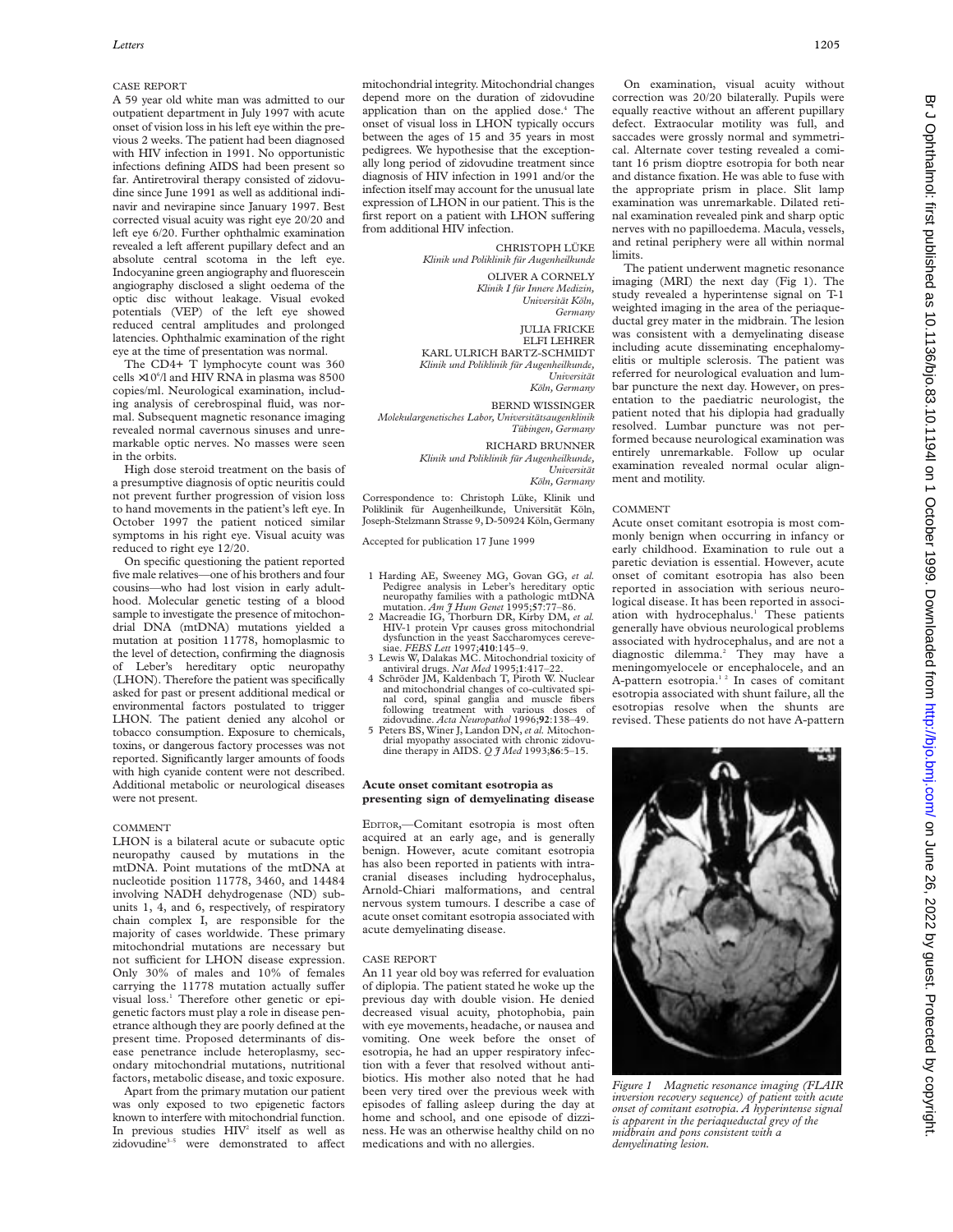## CASE REPORT

A 59 year old white man was admitted to our outpatient department in July 1997 with acute onset of vision loss in his left eye within the previous 2 weeks. The patient had been diagnosed with HIV infection in 1991. No opportunistic infections defining AIDS had been present so far. Antiretroviral therapy consisted of zidovudine since June 1991 as well as additional indinavir and nevirapine since January 1997. Best corrected visual acuity was right eye 20/20 and left eye 6/20. Further ophthalmic examination revealed a left afferent pupillary defect and an absolute central scotoma in the left eye. Indocyanine green angiography and fluorescein angiography disclosed a slight oedema of the optic disc without leakage. Visual evoked potentials (VEP) of the left eye showed reduced central amplitudes and prolonged latencies. Ophthalmic examination of the right eye at the time of presentation was normal.

The CD4+ T lymphocyte count was 360 cells $\times 10^6$/l and HIV RNA in plasma was 8500 copies/ml. Neurological examination, including analysis of cerebrospinal fluid, was normal. Subsequent magnetic resonance imaging revealed normal cavernous sinuses and unremarkable optic nerves. No masses were seen in the orbits.

High dose steroid treatment on the basis of a presumptive diagnosis of optic neuritis could not prevent further progression of vision loss to hand movements in the patient's left eye. In October 1997 the patient noticed similar symptoms in his right eye. Visual acuity was reduced to right eye 12/20.

On specific questioning the patient reported five male relatives—one of his brothers and four cousins—who had lost vision in early adulthood. Molecular genetic testing of a blood sample to investigate the presence of mitochondrial DNA (mtDNA) mutations yielded a mutation at position 11778, homoplasmic to the level of detection, confirming the diagnosis of Leber's hereditary optic neuropathy (LHON). Therefore the patient was specifically asked for past or present additional medical or environmental factors postulated to trigger LHON. The patient denied any alcohol or tobacco consumption. Exposure to chemicals, toxins, or dangerous factory processes was not reported. Significantly larger amounts of foods with high cyanide content were not described. Additional metabolic or neurological diseases were not present.

## COMMENT

LHON is a bilateral acute or subacute optic neuropathy caused by mutations in the mtDNA. Point mutations of the mtDNA at nucleotide position 11778, 3460, and 14484 involving NADH dehydrogenase (ND) subunits 1, 4, and 6, respectively, of respiratory chain complex I, are responsible for the majority of cases worldwide. These primary mitochondrial mutations are necessary but not sufficient for LHON disease expression. Only 30% of males and 10% of females carrying the 11778 mutation actually suffer visual loss.[1] Therefore other genetic or epigenetic factors must play a role in disease penetrance although they are poorly defined at the present time. Proposed determinants of disease penetrance include heteroplasmy, secondary mitochondrial mutations, nutritional factors, metabolic disease, and toxic exposure.

Apart from the primary mutation our patient was only exposed to two epigenetic factors known to interfere with mitochondrial function. In previous studies HIV[2] itself as well as zidovudine[3–5] were demonstrated to affect mitochondrial integrity. Mitochondrial changes depend more on the duration of zidovudine application than on the applied dose.[4] The onset of visual loss in LHON typically occurs between the ages of 15 and 35 years in most pedigrees. We hypothesise that the exceptionally long period of zidovudine treatment since diagnosis of HIV infection in 1991 and/or the infection itself may account for the unusual late expression of LHON in our patient. This is the first report on a patient with LHON suffering from additional HIV infection.

CHRISTOPH LÜKE
*Klinik und Poliklinik für Augenheilkunde*

OLIVER A CORNELY
*Klinik I für Innere Medizin, Universität Köln, Germany*

JULIA FRICKE
ELFI LEHRER
KARL ULRICH BARTZ-SCHMIDT
*Klinik und Poliklinik für Augenheilkunde, Universität Köln, Germany*

BERND WISSINGER
*Molekulargenetisches Labor, Universitätsaugenklinik Tübingen, Germany*

RICHARD BRUNNER
*Klinik und Poliklinik für Augenheilkunde, Universität Köln, Germany*

Correspondence to: Christoph Lüke, Klinik und Poliklinik für Augenheilkunde, Universität Köln, Joseph-Stelzmann Strasse 9, D-50924 Köln, Germany

Accepted for publication 17 June 1999

1 Harding AE, Sweeney MG, Govan GG, *et al.* Pedigree analysis in Leber's hereditary optic neuropathy families with a pathologic mtDNA mutation. *Am J Hum Genet* 1995;**57**:77–86.
2 Macreadie IG, Thorburn DR, Kirby DM, *et al.* HIV-1 protein Vpr causes gross mitochondrial dysfunction in the yeast Saccharomyces cerevesiae. *FEBS Lett* 1997;**410**:145–9.
3 Lewis W, Dalakas MC. Mitochondrial toxicity of antiviral drugs. *Nat Med* 1995;**1**:417–22.
4 Schröder JM, Kaldenbach T, Piroth W. Nuclear and mitochondrial changes of co-cultivated spinal cord, spinal ganglia and muscle fibers following treatment with various doses of zidovudine. *Acta Neuropathol* 1996;**92**:138–49.
5 Peters BS, Winer J, Landon DN, *et al.* Mitochondrial myopathy associated with chronic zidovudine therapy in AIDS. *Q J Med* 1993;**86**:5–15.

## Acute onset comitant esotropia as presenting sign of demyelinating disease

EDITOR,—Comitant esotropia is most often acquired at an early age, and is generally benign. However, acute comitant esotropia has also been reported in patients with intracranial diseases including hydrocephalus, Arnold-Chiari malformations, and central nervous system tumours. I describe a case of acute onset comitant esotropia associated with acute demyelinating disease.

## CASE REPORT

An 11 year old boy was referred for evaluation of diplopia. The patient stated he woke up the previous day with double vision. He denied decreased visual acuity, photophobia, pain with eye movements, headache, or nausea and vomiting. One week before the onset of esotropia, he had an upper respiratory infection with a fever that resolved without antibiotics. His mother also noted that he had been very tired over the previous week with episodes of falling asleep during the day at home and school, and one episode of dizziness. He was an otherwise healthy child on no medications and with no allergies.

On examination, visual acuity without correction was 20/20 bilaterally. Pupils were equally reactive without an afferent pupillary defect. Extraocular motility was full, and saccades were grossly normal and symmetrical. Alternate cover testing revealed a comitant 16 prism dioptre esotropia for both near and distance fixation. He was able to fuse with the appropriate prism in place. Slit lamp examination was unremarkable. Dilated retinal examination revealed pink and sharp optic nerves with no papilloedema. Macula, vessels, and retinal periphery were all within normal limits.

The patient underwent magnetic resonance imaging (MRI) the next day (Fig 1). The study revealed a hyperintense signal on T-1 weighted imaging in the area of the periaqueductal grey mater in the midbrain. The lesion was consistent with a demyelinating disease including acute disseminating encephalomyelitis or multiple sclerosis. The patient was referred for neurological evaluation and lumbar puncture the next day. However, on presentation to the paediatric neurologist, the patient noted that his diplopia had gradually resolved. Lumbar puncture was not performed because neurological examination was entirely unremarkable. Follow up ocular examination revealed normal ocular alignment and motility.

## COMMENT

Acute onset comitant esotropia is most commonly benign when occurring in infancy or early childhood. Examination to rule out a paretic deviation is essential. However, acute onset of comitant esotropia has also been reported in association with serious neurological disease. It has been reported in association with hydrocephalus.[1] These patients generally have obvious neurological problems associated with hydrocephalus, and are not a diagnostic dilemma.[2] They may have a meningomyelocele or encephalocele, and an A-pattern esotropia.[1,2] In cases of comitant esotropia associated with shunt failure, all the esotropias resolve when the shunts are revised. These patients do not have A-pattern

*Figure 1 Magnetic resonance imaging (FLAIR inversion recovery sequence) of patient with acute onset of comitant esotropia. A hyperintense signal is apparent in the periaqueductal grey of the midbrain and pons consistent with a demyelinating lesion.*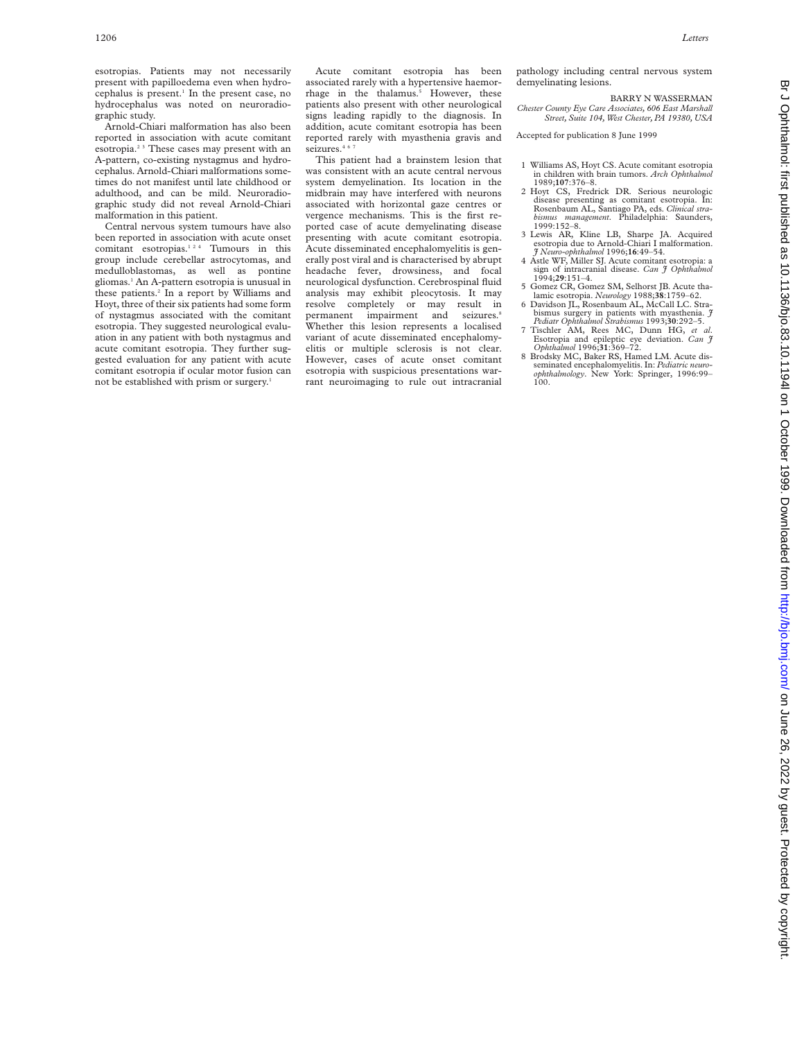esotropias. Patients may not necessarily present with papilloedema even when hydrocephalus is present.[1] In the present case, no hydrocephalus was noted on neuroradiographic study.

Arnold-Chiari malformation has also been reported in association with acute comitant esotropia.[2 3] These cases may present with an A-pattern, co-existing nystagmus and hydrocephalus. Arnold-Chiari malformations sometimes do not manifest until late childhood or adulthood, and can be mild. Neuroradiographic study did not reveal Arnold-Chiari malformation in this patient.

Central nervous system tumours have also been reported in association with acute onset comitant esotropias.[1 2 4] Tumours in this group include cerebellar astrocytomas, and medulloblastomas, as well as pontine gliomas.[1] An A-pattern esotropia is unusual in these patients.[2] In a report by Williams and Hoyt, three of their six patients had some form of nystagmus associated with the comitant esotropia. They suggested neurological evaluation in any patient with both nystagmus and acute comitant esotropia. They further suggested evaluation for any patient with acute comitant esotropia if ocular motor fusion can not be established with prism or surgery.[1]

Acute comitant esotropia has been associated rarely with a hypertensive haemorrhage in the thalamus.[5] However, these patients also present with other neurological signs leading rapidly to the diagnosis. In addition, acute comitant esotropia has been reported rarely with myasthenia gravis and seizures.[4 6 7]

This patient had a brainstem lesion that was consistent with an acute central nervous system demyelination. Its location in the midbrain may have interfered with neurons associated with horizontal gaze centres or vergence mechanisms. This is the first reported case of acute demyelinating disease presenting with acute comitant esotropia. Acute disseminated encephalomyelitis is generally post viral and is characterised by abrupt headache fever, drowsiness, and focal neurological dysfunction. Cerebrospinal fluid analysis may exhibit pleocytosis. It may resolve completely or may result in permanent impairment and seizures.[8] Whether this lesion represents a localised variant of acute disseminated encephalomyelitis or multiple sclerosis is not clear. However, cases of acute onset comitant esotropia with suspicious presentations warrant neuroimaging to rule out intracranial pathology including central nervous system demyelinating lesions.

BARRY N WASSERMAN

*Chester County Eye Care Associates, 606 East Marshall Street, Suite 104, West Chester, PA 19380, USA*

Accepted for publication 8 June 1999

1. Williams AS, Hoyt CS. Acute comitant esotropia in children with brain tumors. *Arch Ophthalmol* 1989;**107**:376–8.
2. Hoyt CS, Fredrick DR. Serious neurologic disease presenting as comitant esotropia. In: Rosenbaum AL, Santiago PA, eds. *Clinical strabismus management*. Philadelphia: Saunders, 1999:152–8.
3. Lewis AR, Kline LB, Sharpe JA. Acquired esotropia due to Arnold-Chiari I malformation. *J Neuro-ophthalmol* 1996;**16**:49–54.
4. Astle WF, Miller SJ. Acute comitant esotropia: a sign of intracranial disease. *Can J Ophthalmol* 1994;**29**:151–4.
5. Gomez CR, Gomez SM, Selhorst JB. Acute thalamic esotropia. *Neurology* 1988;**38**:1759–62.
6. Davidson JL, Rosenbaum AL, McCall LC. Strabismus surgery in patients with myasthenia. *J Pediatr Ophthalmol Strabismus* 1993;**30**:292–5.
7. Tischler AM, Rees MC, Dunn HG, *et al*. Esotropia and epileptic eye deviation. *Can J Ophthalmol* 1996;**31**:369–72.
8. Brodsky MC, Baker RS, Hamed LM. Acute disseminated encephalomyelitis. In: *Pediatric neuro-ophthalmology*. New York: Springer, 1996:99–100.